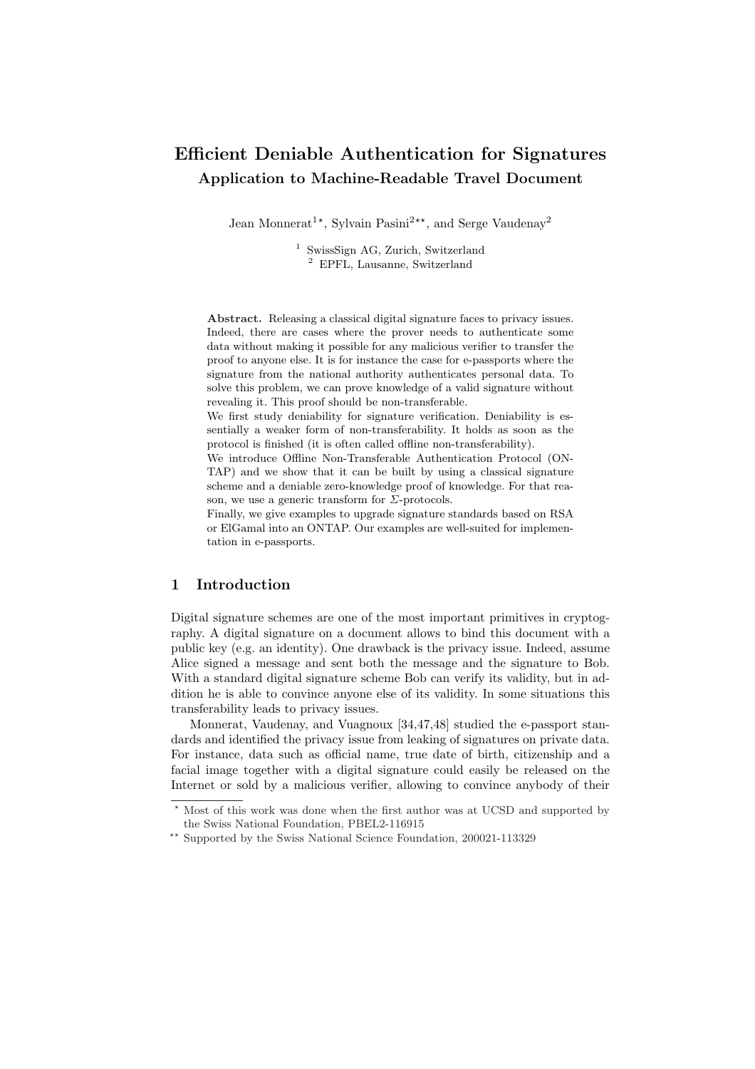# Efficient Deniable Authentication for Signatures

## Application to Machine-Readable Travel Document

Jean Monnerat[1⋆], Sylvain Pasini[2⋆⋆], and Serge Vaudenay[2]

[1] SwissSign AG, Zurich, Switzerland
[2] EPFL, Lausanne, Switzerland

**Abstract.** Releasing a classical digital signature faces to privacy issues. Indeed, there are cases where the prover needs to authenticate some data without making it possible for any malicious verifier to transfer the proof to anyone else. It is for instance the case for e-passports where the signature from the national authority authenticates personal data. To solve this problem, we can prove knowledge of a valid signature without revealing it. This proof should be non-transferable.

We first study deniability for signature verification. Deniability is essentially a weaker form of non-transferability. It holds as soon as the protocol is finished (it is often called offline non-transferability).

We introduce Offline Non-Transferable Authentication Protocol (ONTAP) and we show that it can be built by using a classical signature scheme and a deniable zero-knowledge proof of knowledge. For that reason, we use a generic transform for $\Sigma$-protocols.

Finally, we give examples to upgrade signature standards based on RSA or ElGamal into an ONTAP. Our examples are well-suited for implementation in e-passports.

## 1 Introduction

Digital signature schemes are one of the most important primitives in cryptography. A digital signature on a document allows to bind this document with a public key (e.g. an identity). One drawback is the privacy issue. Indeed, assume Alice signed a message and sent both the message and the signature to Bob. With a standard digital signature scheme Bob can verify its validity, but in addition he is able to convince anyone else of its validity. In some situations this transferability leads to privacy issues.

Monnerat, Vaudenay, and Vuagnoux [34,47,48] studied the e-passport standards and identified the privacy issue from leaking of signatures on private data. For instance, data such as official name, true date of birth, citizenship and a facial image together with a digital signature could easily be released on the Internet or sold by a malicious verifier, allowing to convince anybody of their

---

⋆ Most of this work was done when the first author was at UCSD and supported by the Swiss National Foundation, PBEL2-116915

⋆⋆ Supported by the Swiss National Science Foundation, 200021-113329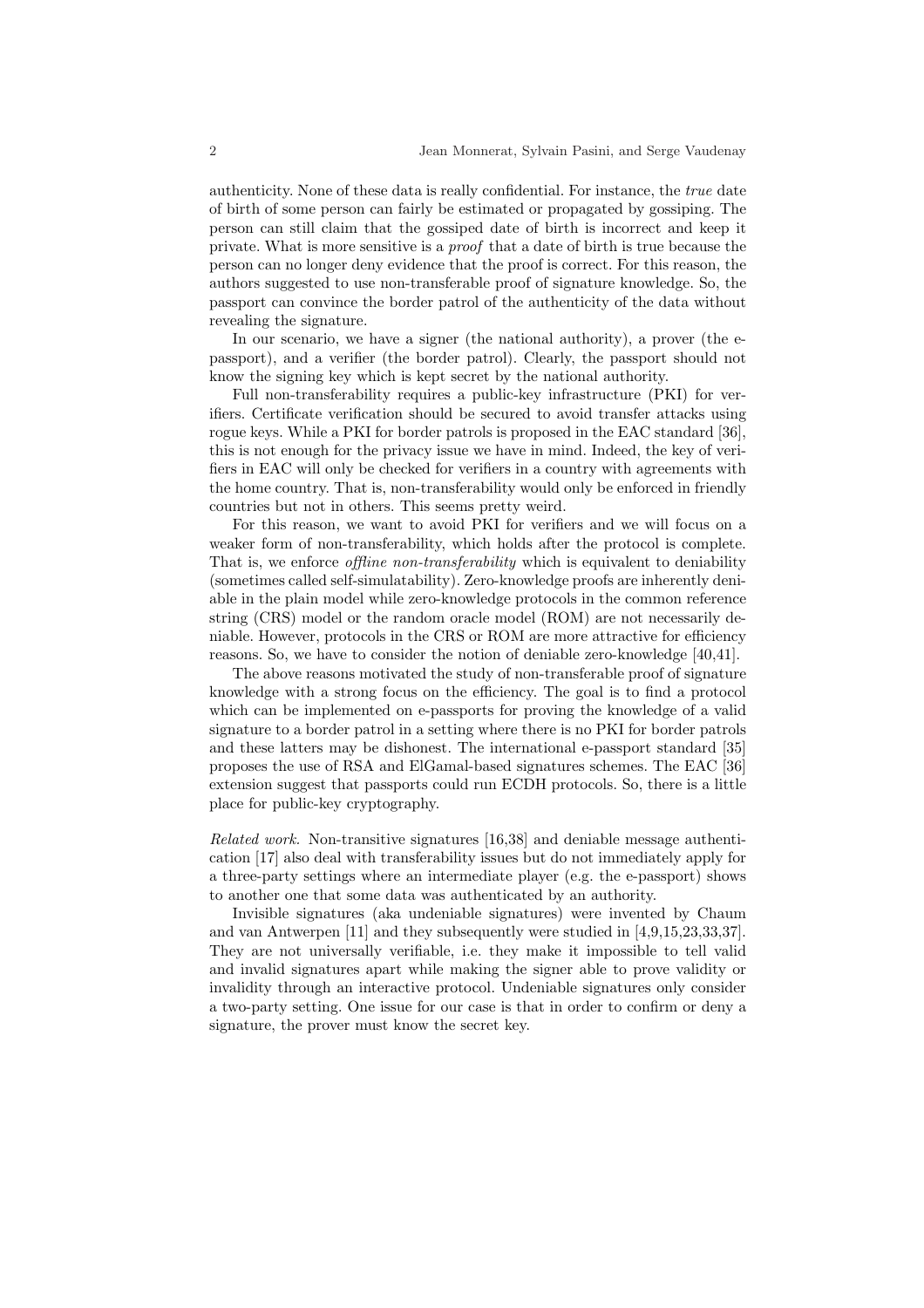authenticity. None of these data is really confidential. For instance, the *true* date of birth of some person can fairly be estimated or propagated by gossiping. The person can still claim that the gossiped date of birth is incorrect and keep it private. What is more sensitive is a *proof* that a date of birth is true because the person can no longer deny evidence that the proof is correct. For this reason, the authors suggested to use non-transferable proof of signature knowledge. So, the passport can convince the border patrol of the authenticity of the data without revealing the signature.

In our scenario, we have a signer (the national authority), a prover (the e-passport), and a verifier (the border patrol). Clearly, the passport should not know the signing key which is kept secret by the national authority.

Full non-transferability requires a public-key infrastructure (PKI) for verifiers. Certificate verification should be secured to avoid transfer attacks using rogue keys. While a PKI for border patrols is proposed in the EAC standard [36], this is not enough for the privacy issue we have in mind. Indeed, the key of verifiers in EAC will only be checked for verifiers in a country with agreements with the home country. That is, non-transferability would only be enforced in friendly countries but not in others. This seems pretty weird.

For this reason, we want to avoid PKI for verifiers and we will focus on a weaker form of non-transferability, which holds after the protocol is complete. That is, we enforce *offline non-transferability* which is equivalent to deniability (sometimes called self-simulatability). Zero-knowledge proofs are inherently deniable in the plain model while zero-knowledge protocols in the common reference string (CRS) model or the random oracle model (ROM) are not necessarily deniable. However, protocols in the CRS or ROM are more attractive for efficiency reasons. So, we have to consider the notion of deniable zero-knowledge [40,41].

The above reasons motivated the study of non-transferable proof of signature knowledge with a strong focus on the efficiency. The goal is to find a protocol which can be implemented on e-passports for proving the knowledge of a valid signature to a border patrol in a setting where there is no PKI for border patrols and these latters may be dishonest. The international e-passport standard [35] proposes the use of RSA and ElGamal-based signatures schemes. The EAC [36] extension suggest that passports could run ECDH protocols. So, there is a little place for public-key cryptography.

*Related work.* Non-transitive signatures [16,38] and deniable message authentication [17] also deal with transferability issues but do not immediately apply for a three-party settings where an intermediate player (e.g. the e-passport) shows to another one that some data was authenticated by an authority.

Invisible signatures (aka undeniable signatures) were invented by Chaum and van Antwerpen [11] and they subsequently were studied in [4,9,15,23,33,37]. They are not universally verifiable, i.e. they make it impossible to tell valid and invalid signatures apart while making the signer able to prove validity or invalidity through an interactive protocol. Undeniable signatures only consider a two-party setting. One issue for our case is that in order to confirm or deny a signature, the prover must know the secret key.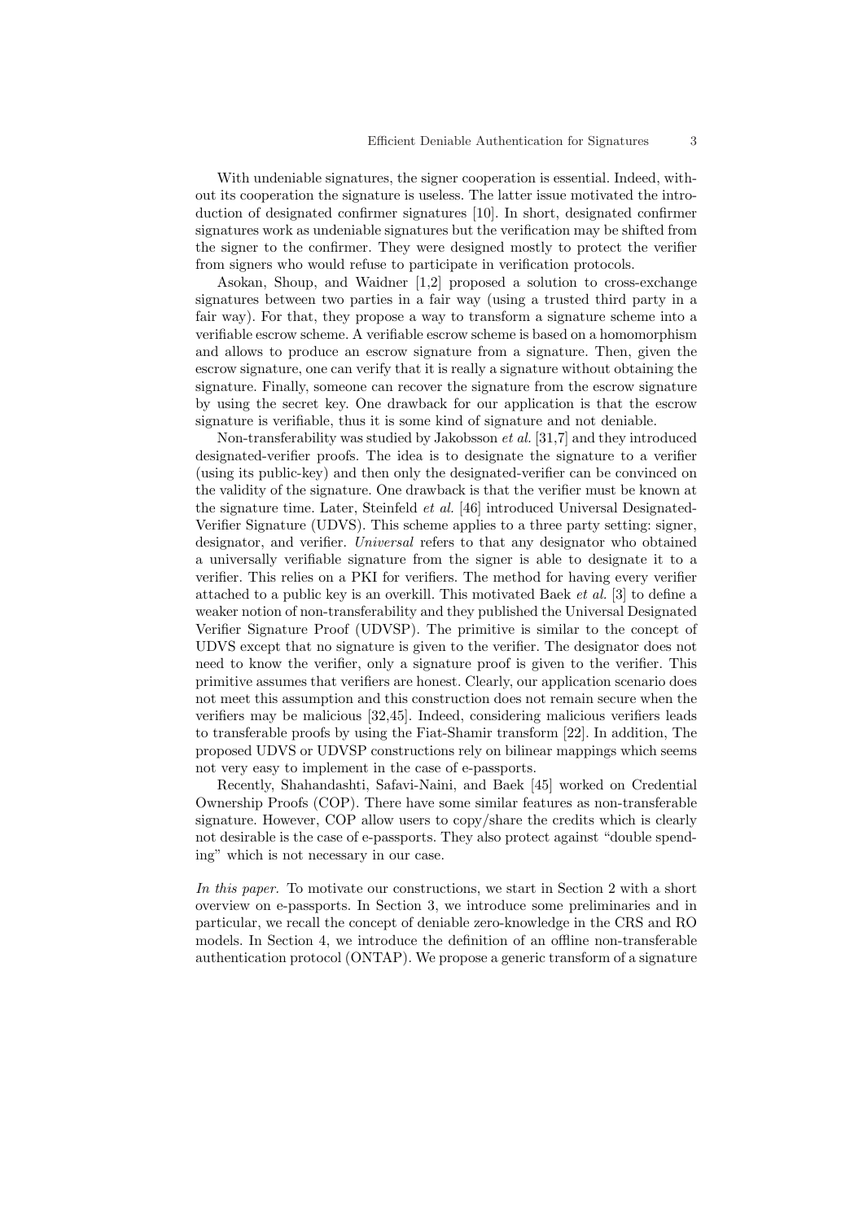With undeniable signatures, the signer cooperation is essential. Indeed, without its cooperation the signature is useless. The latter issue motivated the introduction of designated confirmer signatures [10]. In short, designated confirmer signatures work as undeniable signatures but the verification may be shifted from the signer to the confirmer. They were designed mostly to protect the verifier from signers who would refuse to participate in verification protocols.

Asokan, Shoup, and Waidner [1,2] proposed a solution to cross-exchange signatures between two parties in a fair way (using a trusted third party in a fair way). For that, they propose a way to transform a signature scheme into a verifiable escrow scheme. A verifiable escrow scheme is based on a homomorphism and allows to produce an escrow signature from a signature. Then, given the escrow signature, one can verify that it is really a signature without obtaining the signature. Finally, someone can recover the signature from the escrow signature by using the secret key. One drawback for our application is that the escrow signature is verifiable, thus it is some kind of signature and not deniable.

Non-transferability was studied by Jakobsson *et al.* [31,7] and they introduced designated-verifier proofs. The idea is to designate the signature to a verifier (using its public-key) and then only the designated-verifier can be convinced on the validity of the signature. One drawback is that the verifier must be known at the signature time. Later, Steinfeld *et al.* [46] introduced Universal Designated-Verifier Signature (UDVS). This scheme applies to a three party setting: signer, designator, and verifier. *Universal* refers to that any designator who obtained a universally verifiable signature from the signer is able to designate it to a verifier. This relies on a PKI for verifiers. The method for having every verifier attached to a public key is an overkill. This motivated Baek *et al.* [3] to define a weaker notion of non-transferability and they published the Universal Designated Verifier Signature Proof (UDVSP). The primitive is similar to the concept of UDVS except that no signature is given to the verifier. The designator does not need to know the verifier, only a signature proof is given to the verifier. This primitive assumes that verifiers are honest. Clearly, our application scenario does not meet this assumption and this construction does not remain secure when the verifiers may be malicious [32,45]. Indeed, considering malicious verifiers leads to transferable proofs by using the Fiat-Shamir transform [22]. In addition, The proposed UDVS or UDVSP constructions rely on bilinear mappings which seems not very easy to implement in the case of e-passports.

Recently, Shahandashti, Safavi-Naini, and Baek [45] worked on Credential Ownership Proofs (COP). There have some similar features as non-transferable signature. However, COP allow users to copy/share the credits which is clearly not desirable is the case of e-passports. They also protect against "double spending" which is not necessary in our case.

*In this paper.* To motivate our constructions, we start in Section 2 with a short overview on e-passports. In Section 3, we introduce some preliminaries and in particular, we recall the concept of deniable zero-knowledge in the CRS and RO models. In Section 4, we introduce the definition of an offline non-transferable authentication protocol (ONTAP). We propose a generic transform of a signature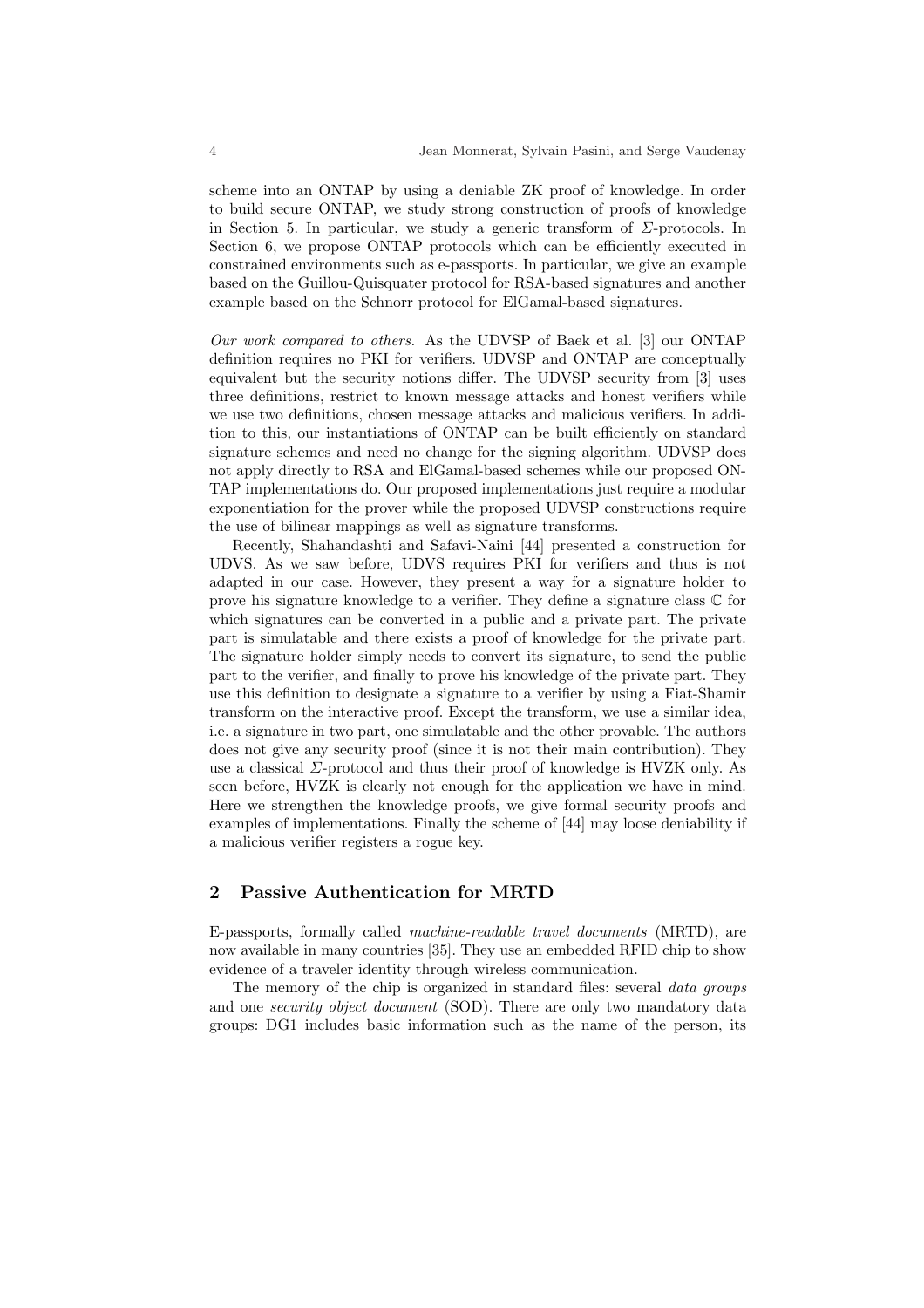scheme into an ONTAP by using a deniable ZK proof of knowledge. In order to build secure ONTAP, we study strong construction of proofs of knowledge in Section 5. In particular, we study a generic transform of $\Sigma$-protocols. In Section 6, we propose ONTAP protocols which can be efficiently executed in constrained environments such as e-passports. In particular, we give an example based on the Guillou-Quisquater protocol for RSA-based signatures and another example based on the Schnorr protocol for ElGamal-based signatures.

*Our work compared to others.* As the UDVSP of Baek et al. [3] our ONTAP definition requires no PKI for verifiers. UDVSP and ONTAP are conceptually equivalent but the security notions differ. The UDVSP security from [3] uses three definitions, restrict to known message attacks and honest verifiers while we use two definitions, chosen message attacks and malicious verifiers. In addition to this, our instantiations of ONTAP can be built efficiently on standard signature schemes and need no change for the signing algorithm. UDVSP does not apply directly to RSA and ElGamal-based schemes while our proposed ONTAP implementations do. Our proposed implementations just require a modular exponentiation for the prover while the proposed UDVSP constructions require the use of bilinear mappings as well as signature transforms.

Recently, Shahandashti and Safavi-Naini [44] presented a construction for UDVS. As we saw before, UDVS requires PKI for verifiers and thus is not adapted in our case. However, they present a way for a signature holder to prove his signature knowledge to a verifier. They define a signature class $\mathbb{C}$ for which signatures can be converted in a public and a private part. The private part is simulatable and there exists a proof of knowledge for the private part. The signature holder simply needs to convert its signature, to send the public part to the verifier, and finally to prove his knowledge of the private part. They use this definition to designate a signature to a verifier by using a Fiat-Shamir transform on the interactive proof. Except the transform, we use a similar idea, i.e. a signature in two part, one simulatable and the other provable. The authors does not give any security proof (since it is not their main contribution). They use a classical $\Sigma$-protocol and thus their proof of knowledge is HVZK only. As seen before, HVZK is clearly not enough for the application we have in mind. Here we strengthen the knowledge proofs, we give formal security proofs and examples of implementations. Finally the scheme of [44] may loose deniability if a malicious verifier registers a rogue key.

## 2 Passive Authentication for MRTD

E-passports, formally called *machine-readable travel documents* (MRTD), are now available in many countries [35]. They use an embedded RFID chip to show evidence of a traveler identity through wireless communication.

The memory of the chip is organized in standard files: several *data groups* and one *security object document* (SOD). There are only two mandatory data groups: DG1 includes basic information such as the name of the person, its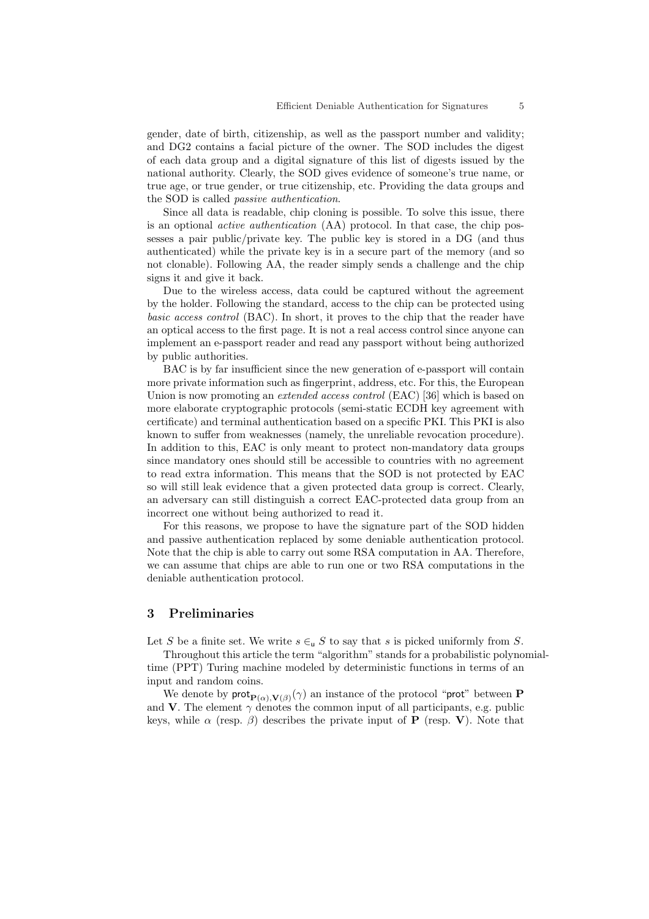gender, date of birth, citizenship, as well as the passport number and validity; and DG2 contains a facial picture of the owner. The SOD includes the digest of each data group and a digital signature of this list of digests issued by the national authority. Clearly, the SOD gives evidence of someone's true name, or true age, or true gender, or true citizenship, etc. Providing the data groups and the SOD is called *passive authentication*.

Since all data is readable, chip cloning is possible. To solve this issue, there is an optional *active authentication* (AA) protocol. In that case, the chip possesses a pair public/private key. The public key is stored in a DG (and thus authenticated) while the private key is in a secure part of the memory (and so not clonable). Following AA, the reader simply sends a challenge and the chip signs it and give it back.

Due to the wireless access, data could be captured without the agreement by the holder. Following the standard, access to the chip can be protected using *basic access control* (BAC). In short, it proves to the chip that the reader have an optical access to the first page. It is not a real access control since anyone can implement an e-passport reader and read any passport without being authorized by public authorities.

BAC is by far insufficient since the new generation of e-passport will contain more private information such as fingerprint, address, etc. For this, the European Union is now promoting an *extended access control* (EAC) [36] which is based on more elaborate cryptographic protocols (semi-static ECDH key agreement with certificate) and terminal authentication based on a specific PKI. This PKI is also known to suffer from weaknesses (namely, the unreliable revocation procedure). In addition to this, EAC is only meant to protect non-mandatory data groups since mandatory ones should still be accessible to countries with no agreement to read extra information. This means that the SOD is not protected by EAC so will still leak evidence that a given protected data group is correct. Clearly, an adversary can still distinguish a correct EAC-protected data group from an incorrect one without being authorized to read it.

For this reasons, we propose to have the signature part of the SOD hidden and passive authentication replaced by some deniable authentication protocol. Note that the chip is able to carry out some RSA computation in AA. Therefore, we can assume that chips are able to run one or two RSA computations in the deniable authentication protocol.

## 3 Preliminaries

Let $S$ be a finite set. We write $s \in_{\mathsf{u}} S$ to say that $s$ is picked uniformly from $S$.

Throughout this article the term "algorithm" stands for a probabilistic polynomial-time (PPT) Turing machine modeled by deterministic functions in terms of an input and random coins.

We denote by $\mathsf{prot}_{\mathbf{P}(\alpha),\mathbf{V}(\beta)}(\gamma)$ an instance of the protocol "$\mathsf{prot}$" between $\mathbf{P}$ and $\mathbf{V}$. The element $\gamma$ denotes the common input of all participants, e.g. public keys, while $\alpha$ (resp. $\beta$) describes the private input of $\mathbf{P}$ (resp. $\mathbf{V}$). Note that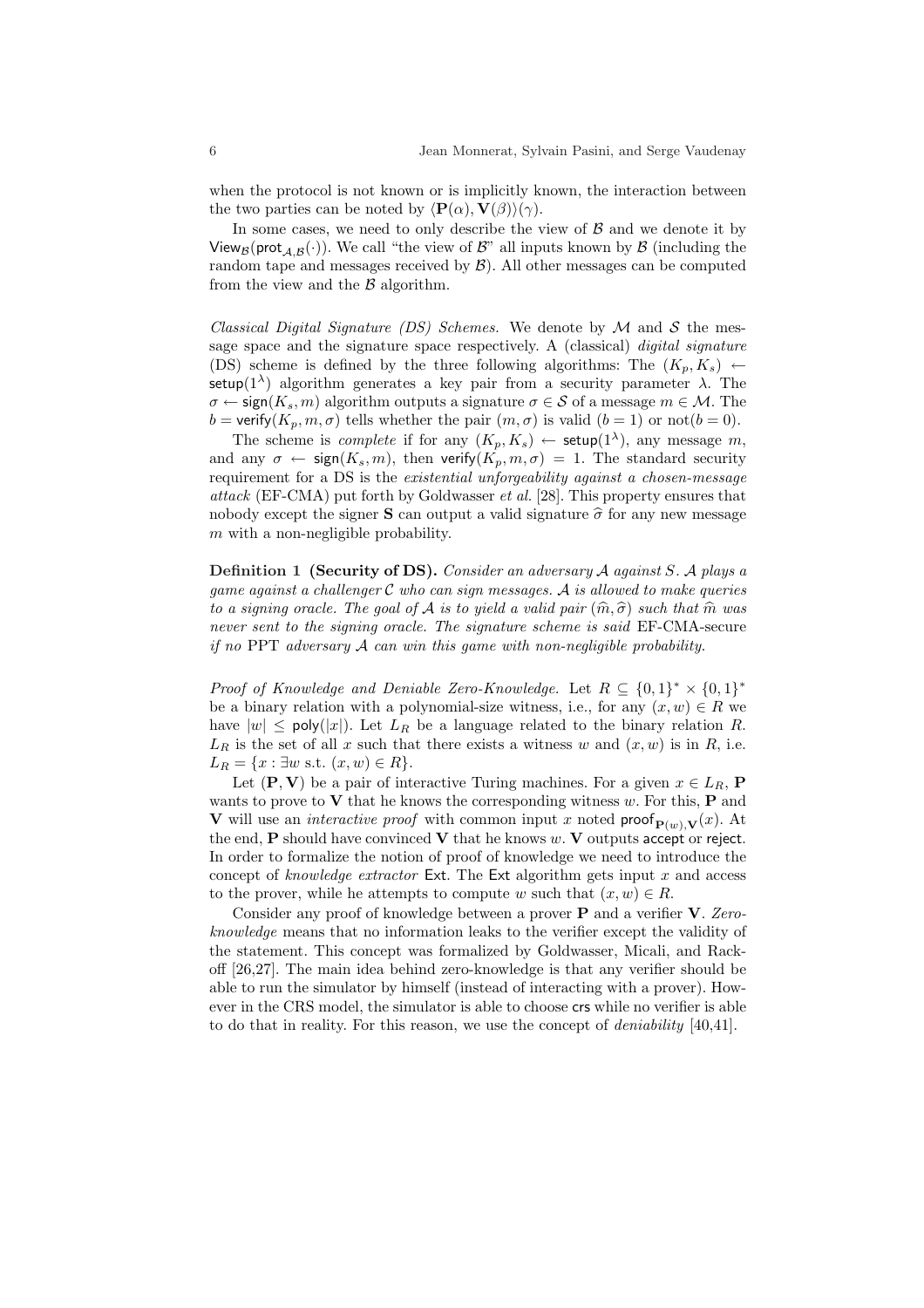when the protocol is not known or is implicitly known, the interaction between the two parties can be noted by $\langle \mathbf{P}(\alpha), \mathbf{V}(\beta)\rangle(\gamma)$.

In some cases, we need to only describe the view of $\mathcal{B}$ and we denote it by $\mathsf{View}_{\mathcal{B}}(\mathsf{prot}_{\mathcal{A},\mathcal{B}}(\cdot))$. We call "the view of $\mathcal{B}$" all inputs known by $\mathcal{B}$ (including the random tape and messages received by $\mathcal{B}$). All other messages can be computed from the view and the $\mathcal{B}$ algorithm.

*Classical Digital Signature (DS) Schemes.* We denote by $\mathcal{M}$ and $\mathcal{S}$ the message space and the signature space respectively. A (classical) *digital signature* (DS) scheme is defined by the three following algorithms: The $(K_p, K_s) \leftarrow \mathsf{setup}(1^\lambda)$ algorithm generates a key pair from a security parameter $\lambda$. The $\sigma \leftarrow \mathsf{sign}(K_s, m)$ algorithm outputs a signature $\sigma \in \mathcal{S}$ of a message $m \in \mathcal{M}$. The $b = \mathsf{verify}(K_p, m, \sigma)$ tells whether the pair $(m, \sigma)$ is valid ($b = 1$) or not($b = 0$).

The scheme is *complete* if for any $(K_p, K_s) \leftarrow \mathsf{setup}(1^\lambda)$, any message $m$, and any $\sigma \leftarrow \mathsf{sign}(K_s, m)$, then $\mathsf{verify}(K_p, m, \sigma) = 1$. The standard security requirement for a DS is the *existential unforgeability against a chosen-message attack* (EF-CMA) put forth by Goldwasser *et al.* [28]. This property ensures that nobody except the signer $\mathbf{S}$ can output a valid signature $\widehat{\sigma}$ for any new message $m$ with a non-negligible probability.

**Definition 1 (Security of DS).** *Consider an adversary $\mathcal{A}$ against $S$. $\mathcal{A}$ plays a game against a challenger $\mathcal{C}$ who can sign messages. $\mathcal{A}$ is allowed to make queries to a signing oracle. The goal of $\mathcal{A}$ is to yield a valid pair $(\widehat{m}, \widehat{\sigma})$ such that $\widehat{m}$ was never sent to the signing oracle. The signature scheme is said* EF-CMA-secure *if no* PPT *adversary $\mathcal{A}$ can win this game with non-negligible probability.*

*Proof of Knowledge and Deniable Zero-Knowledge.* Let $R \subseteq \{0,1\}^* \times \{0,1\}^*$ be a binary relation with a polynomial-size witness, i.e., for any $(x, w) \in R$ we have $|w| \leq \mathsf{poly}(|x|)$. Let $L_R$ be a language related to the binary relation $R$. $L_R$ is the set of all $x$ such that there exists a witness $w$ and $(x, w)$ is in $R$, i.e. $L_R = \{x : \exists w \text{ s.t. } (x, w) \in R\}$.

Let $(\mathbf{P}, \mathbf{V})$ be a pair of interactive Turing machines. For a given $x \in L_R$, $\mathbf{P}$ wants to prove to $\mathbf{V}$ that he knows the corresponding witness $w$. For this, $\mathbf{P}$ and $\mathbf{V}$ will use an *interactive proof* with common input $x$ noted $\mathsf{proof}_{\mathbf{P}(w),\mathbf{V}}(x)$. At the end, $\mathbf{P}$ should have convinced $\mathbf{V}$ that he knows $w$. $\mathbf{V}$ outputs $\mathsf{accept}$ or $\mathsf{reject}$. In order to formalize the notion of proof of knowledge we need to introduce the concept of *knowledge extractor* $\mathsf{Ext}$. The $\mathsf{Ext}$ algorithm gets input $x$ and access to the prover, while he attempts to compute $w$ such that $(x, w) \in R$.

Consider any proof of knowledge between a prover $\mathbf{P}$ and a verifier $\mathbf{V}$. *Zero-knowledge* means that no information leaks to the verifier except the validity of the statement. This concept was formalized by Goldwasser, Micali, and Rackoff [26,27]. The main idea behind zero-knowledge is that any verifier should be able to run the simulator by himself (instead of interacting with a prover). However in the CRS model, the simulator is able to choose $\mathsf{crs}$ while no verifier is able to do that in reality. For this reason, we use the concept of *deniability* [40,41].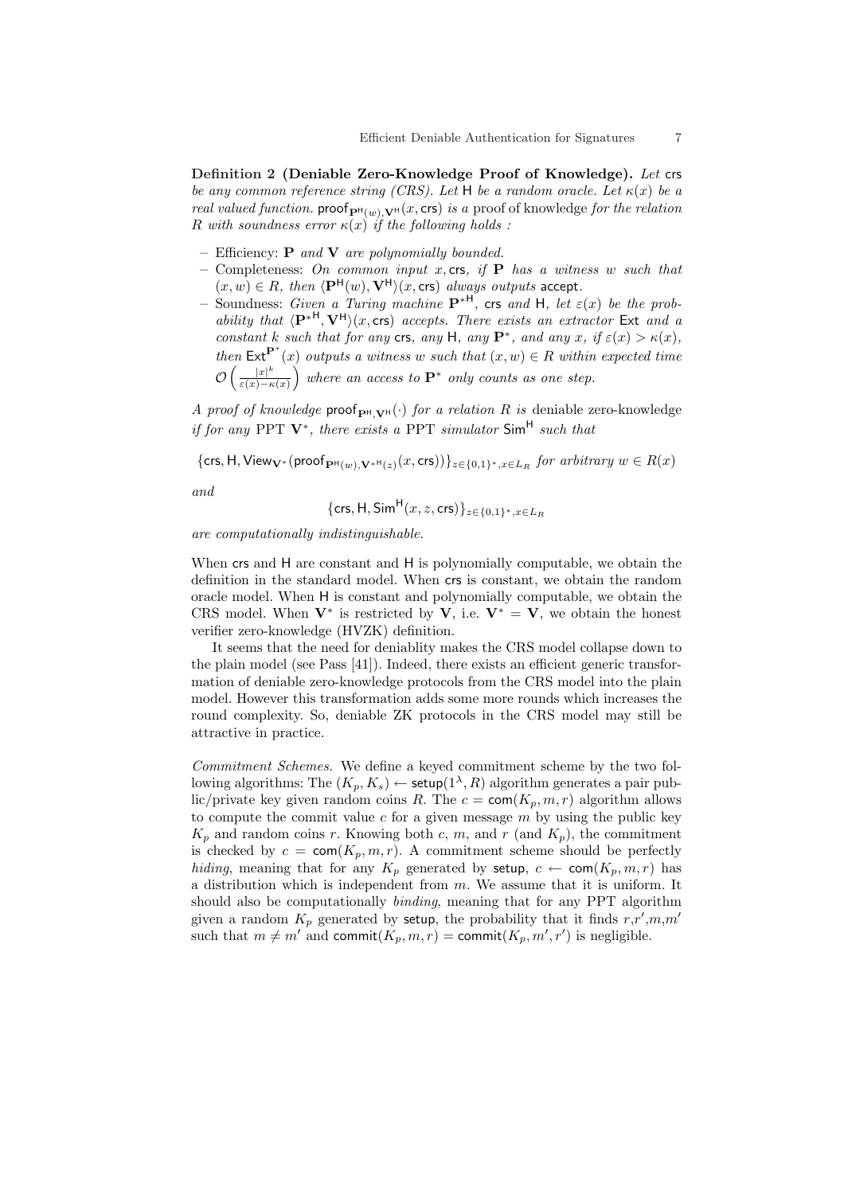**Definition 2 (Deniable Zero-Knowledge Proof of Knowledge).** *Let* $\mathsf{crs}$ *be any common reference string (CRS). Let* $\mathsf{H}$ *be a random oracle. Let* $\kappa(x)$ *be a real valued function.* $\mathsf{proof}_{\mathbf{P}^{\mathsf{H}}(w),\mathbf{V}^{\mathsf{H}}}(x,\mathsf{crs})$ *is a* proof of knowledge *for the relation* $R$ *with soundness error* $\kappa(x)$ *if the following holds :*

- Efficiency: *$\mathbf{P}$ and $\mathbf{V}$ are polynomially bounded.*
- Completeness: *On common input $x, \mathsf{crs}$, if $\mathbf{P}$ has a witness $w$ such that $(x,w) \in R$, then $\langle \mathbf{P}^{\mathsf{H}}(w), \mathbf{V}^{\mathsf{H}} \rangle(x,\mathsf{crs})$ always outputs* $\mathsf{accept}$.
- Soundness: *Given a Turing machine $\mathbf{P}^{*\mathsf{H}}$, $\mathsf{crs}$ and $\mathsf{H}$, let $\varepsilon(x)$ be the probability that $\langle \mathbf{P}^{*\mathsf{H}}, \mathbf{V}^{\mathsf{H}} \rangle(x,\mathsf{crs})$ accepts. There exists an extractor $\mathsf{Ext}$ and a constant $k$ such that for any $\mathsf{crs}$, any $\mathsf{H}$, any $\mathbf{P}^*$, and any $x$, if $\varepsilon(x) > \kappa(x)$, then $\mathsf{Ext}^{\mathbf{P}^*}(x)$ outputs a witness $w$ such that $(x,w) \in R$ within expected time $\mathcal{O}\left(\frac{|x|^k}{\varepsilon(x)-\kappa(x)}\right)$ where an access to $\mathbf{P}^*$ only counts as one step.*

*A proof of knowledge* $\mathsf{proof}_{\mathbf{P}^{\mathsf{H}},\mathbf{V}^{\mathsf{H}}}(\cdot)$ *for a relation* $R$ *is* deniable zero-knowledge *if for any PPT* $\mathbf{V}^*$*, there exists a PPT simulator* $\mathsf{Sim}^{\mathsf{H}}$ *such that*

$$\{\mathsf{crs}, \mathsf{H}, \mathsf{View}_{\mathbf{V}^*}(\mathsf{proof}_{\mathbf{P}^{\mathsf{H}}(w),\mathbf{V}^{*\mathsf{H}}(z)}(x,\mathsf{crs}))\}_{z\in\{0,1\}^*, x\in L_R} \text{ for arbitrary } w \in R(x)$$

*and*

$$\{\mathsf{crs}, \mathsf{H}, \mathsf{Sim}^{\mathsf{H}}(x,z,\mathsf{crs})\}_{z\in\{0,1\}^*, x\in L_R}$$

*are computationally indistinguishable.*

When $\mathsf{crs}$ and $\mathsf{H}$ are constant and $\mathsf{H}$ is polynomially computable, we obtain the definition in the standard model. When $\mathsf{crs}$ is constant, we obtain the random oracle model. When $\mathsf{H}$ is constant and polynomially computable, we obtain the CRS model. When $\mathbf{V}^*$ is restricted by $\mathbf{V}$, i.e. $\mathbf{V}^* = \mathbf{V}$, we obtain the honest verifier zero-knowledge (HVZK) definition.

It seems that the need for deniablity makes the CRS model collapse down to the plain model (see Pass [41]). Indeed, there exists an efficient generic transformation of deniable zero-knowledge protocols from the CRS model into the plain model. However this transformation adds some more rounds which increases the round complexity. So, deniable ZK protocols in the CRS model may still be attractive in practice.

*Commitment Schemes.* We define a keyed commitment scheme by the two following algorithms: The $(K_p, K_s) \leftarrow \mathsf{setup}(1^\lambda, R)$ algorithm generates a pair public/private key given random coins $R$. The $c = \mathsf{com}(K_p, m, r)$ algorithm allows to compute the commit value $c$ for a given message $m$ by using the public key $K_p$ and random coins $r$. Knowing both $c$, $m$, and $r$ (and $K_p$), the commitment is checked by $c = \mathsf{com}(K_p, m, r)$. A commitment scheme should be perfectly *hiding*, meaning that for any $K_p$ generated by $\mathsf{setup}$, $c \leftarrow \mathsf{com}(K_p, m, r)$ has a distribution which is independent from $m$. We assume that it is uniform. It should also be computationally *binding*, meaning that for any PPT algorithm given a random $K_p$ generated by $\mathsf{setup}$, the probability that it finds $r$,$r'$,$m$,$m'$ such that $m \neq m'$ and $\mathsf{commit}(K_p, m, r) = \mathsf{commit}(K_p, m', r')$ is negligible.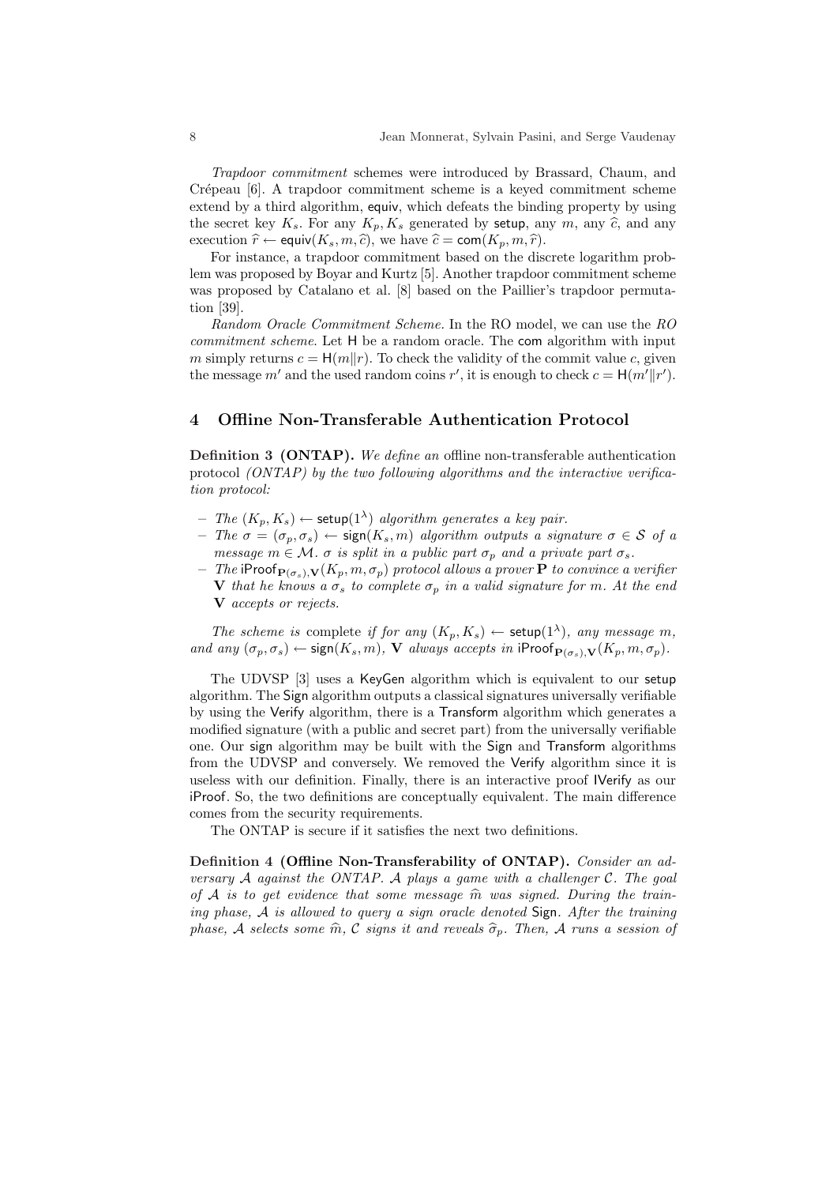*Trapdoor commitment* schemes were introduced by Brassard, Chaum, and Crépeau [6]. A trapdoor commitment scheme is a keyed commitment scheme extend by a third algorithm, $\mathsf{equiv}$, which defeats the binding property by using the secret key $K_s$. For any $K_p, K_s$ generated by $\mathsf{setup}$, any $m$, any $\widehat{c}$, and any execution $\widehat{r} \leftarrow \mathsf{equiv}(K_s, m, \widehat{c})$, we have $\widehat{c} = \mathsf{com}(K_p, m, \widehat{r})$.

For instance, a trapdoor commitment based on the discrete logarithm problem was proposed by Boyar and Kurtz [5]. Another trapdoor commitment scheme was proposed by Catalano et al. [8] based on the Paillier's trapdoor permutation [39].

*Random Oracle Commitment Scheme.* In the RO model, we can use the *RO commitment scheme*. Let $\mathsf{H}$ be a random oracle. The $\mathsf{com}$ algorithm with input $m$ simply returns $c = \mathsf{H}(m \| r)$. To check the validity of the commit value $c$, given the message $m'$ and the used random coins $r'$, it is enough to check $c = \mathsf{H}(m' \| r')$.

## 4 Offline Non-Transferable Authentication Protocol

**Definition 3 (ONTAP).** *We define an* offline non-transferable authentication protocol *(ONTAP) by the two following algorithms and the interactive verification protocol:*

- *The* $(K_p, K_s) \leftarrow \mathsf{setup}(1^\lambda)$ *algorithm generates a key pair.*
- *The* $\sigma = (\sigma_p, \sigma_s) \leftarrow \mathsf{sign}(K_s, m)$ *algorithm outputs a signature* $\sigma \in \mathcal{S}$ *of a message* $m \in \mathcal{M}$. $\sigma$ *is split in a public part* $\sigma_p$ *and a private part* $\sigma_s$.
- *The* $\mathsf{iProof}_{\mathbf{P}(\sigma_s),\mathbf{V}}(K_p, m, \sigma_p)$ *protocol allows a prover* $\mathbf{P}$ *to convince a verifier* $\mathbf{V}$ *that he knows a* $\sigma_s$ *to complete* $\sigma_p$ *in a valid signature for* $m$. *At the end* $\mathbf{V}$ *accepts or rejects.*

*The scheme is* complete *if for any* $(K_p, K_s) \leftarrow \mathsf{setup}(1^\lambda)$*, any message* $m$*, and any* $(\sigma_p, \sigma_s) \leftarrow \mathsf{sign}(K_s, m)$*,* $\mathbf{V}$ *always accepts in* $\mathsf{iProof}_{\mathbf{P}(\sigma_s),\mathbf{V}}(K_p, m, \sigma_p)$.

The UDVSP [3] uses a $\mathsf{KeyGen}$ algorithm which is equivalent to our $\mathsf{setup}$ algorithm. The $\mathsf{Sign}$ algorithm outputs a classical signatures universally verifiable by using the $\mathsf{Verify}$ algorithm, there is a $\mathsf{Transform}$ algorithm which generates a modified signature (with a public and secret part) from the universally verifiable one. Our $\mathsf{sign}$ algorithm may be built with the $\mathsf{Sign}$ and $\mathsf{Transform}$ algorithms from the UDVSP and conversely. We removed the $\mathsf{Verify}$ algorithm since it is useless with our definition. Finally, there is an interactive proof $\mathsf{IVerify}$ as our $\mathsf{iProof}$. So, the two definitions are conceptually equivalent. The main difference comes from the security requirements.

The ONTAP is secure if it satisfies the next two definitions.

**Definition 4 (Offline Non-Transferability of ONTAP).** *Consider an adversary* $\mathcal{A}$ *against the ONTAP.* $\mathcal{A}$ *plays a game with a challenger* $\mathcal{C}$*. The goal of* $\mathcal{A}$ *is to get evidence that some message* $\widehat{m}$ *was signed. During the training phase,* $\mathcal{A}$ *is allowed to query a sign oracle denoted* $\mathsf{Sign}$*. After the training phase,* $\mathcal{A}$ *selects some* $\widehat{m}$*,* $\mathcal{C}$ *signs it and reveals* $\widehat{\sigma}_p$*. Then,* $\mathcal{A}$ *runs a session of*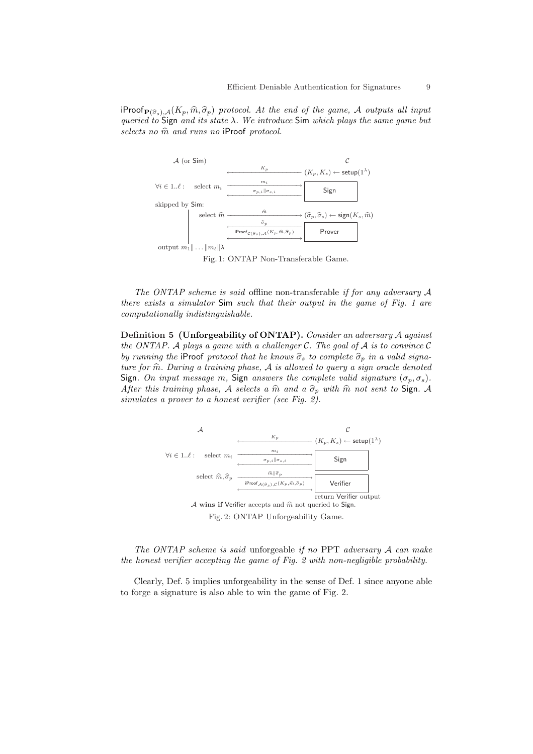$\mathsf{iProof}_{\mathbf{P}(\widehat{\sigma}_s),\mathcal{A}}(K_p, \widehat{m}, \widehat{\sigma}_p)$ *protocol. At the end of the game,* $\mathcal{A}$ *outputs all input queried to* Sign *and its state* $\lambda$*. We introduce* Sim *which plays the same game but selects no* $\widehat{m}$ *and runs no* iProof *protocol.*

$\mathcal{A}$ (or Sim) | | $\mathcal{C}$
--- | --- | ---
 | $\xleftarrow{K_p}$ | $(K_p, K_s) \leftarrow \mathsf{setup}(1^\lambda)$
$\forall i \in 1..\ell$: select $m_i$ | $\xrightarrow{m_i}$ / $\xleftarrow{\sigma_{p,i} \| \sigma_{s,i}}$ | Sign
skipped by Sim: select $\widehat{m}$ | $\xrightarrow{\widehat{m}}$ | $(\widehat{\sigma}_p, \widehat{\sigma}_s) \leftarrow \mathsf{sign}(K_s, \widehat{m})$
 | $\xleftarrow{\widehat{\sigma}_p}$ / $\xleftrightarrow{\mathsf{iProof}_{\mathcal{C}(\widehat{\sigma}_s),\mathcal{A}}(K_p,\widehat{m},\widehat{\sigma}_p)}$ | Prover
output $m_1 \| \dots \| m_\ell \| \lambda$ | |

Fig. 1: ONTAP Non-Transferable Game.

*The ONTAP scheme is said* offline non-transferable *if for any adversary* $\mathcal{A}$ *there exists a simulator* Sim *such that their output in the game of Fig. 1 are computationally indistinguishable.*

**Definition 5 (Unforgeability of ONTAP).** *Consider an adversary* $\mathcal{A}$ *against the ONTAP.* $\mathcal{A}$ *plays a game with a challenger* $\mathcal{C}$*. The goal of* $\mathcal{A}$ *is to convince* $\mathcal{C}$ *by running the* iProof *protocol that he knows* $\widehat{\sigma}_s$ *to complete* $\widehat{\sigma}_p$ *in a valid signature for* $\widehat{m}$*. During a training phase,* $\mathcal{A}$ *is allowed to query a sign oracle denoted* Sign*. On input message* $m$*,* Sign *answers the complete valid signature* $(\sigma_p, \sigma_s)$*. After this training phase,* $\mathcal{A}$ *selects a* $\widehat{m}$ *and a* $\widehat{\sigma}_p$ *with* $\widehat{m}$ *not sent to* Sign*.* $\mathcal{A}$ *simulates a prover to a honest verifier (see Fig. 2).*

$\mathcal{A}$ | | $\mathcal{C}$
--- | --- | ---
 | $\xleftarrow{K_p}$ | $(K_p, K_s) \leftarrow \mathsf{setup}(1^\lambda)$
$\forall i \in 1..\ell$: select $m_i$ | $\xrightarrow{m_i}$ / $\xleftarrow{\sigma_{p,i} \| \sigma_{s,i}}$ | Sign
select $\widehat{m}, \widehat{\sigma}_p$ | $\xrightarrow{\widehat{m} \| \widehat{\sigma}_p}$ / $\xleftrightarrow{\mathsf{iProof}_{\mathcal{A}(\widehat{\sigma}_s),\mathcal{C}}(K_p,\widehat{m},\widehat{\sigma}_p)}$ | Verifier
 | | return Verifier output

$\mathcal{A}$ **wins if** Verifier accepts and $\widehat{m}$ not queried to Sign.

Fig. 2: ONTAP Unforgeability Game.

*The ONTAP scheme is said* unforgeable *if no* PPT *adversary* $\mathcal{A}$ *can make the honest verifier accepting the game of Fig. 2 with non-negligible probability.*

Clearly, Def. 5 implies unforgeability in the sense of Def. 1 since anyone able to forge a signature is also able to win the game of Fig. 2.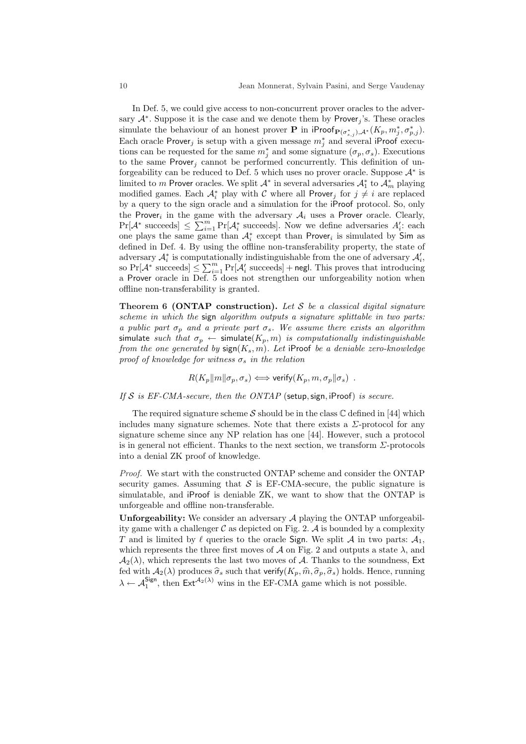In Def. 5, we could give access to non-concurrent prover oracles to the adversary $\mathcal{A}^*$. Suppose it is the case and we denote them by $\mathsf{Prover}_j$'s. These oracles simulate the behaviour of an honest prover $\mathbf{P}$ in $\mathsf{iProof}_{\mathbf{P}(\sigma^*_{s,j}),\mathcal{A}^*}(K_p, m^*_j, \sigma^*_{p,j})$. Each oracle $\mathsf{Prover}_j$ is setup with a given message $m^*_j$ and several $\mathsf{iProof}$ executions can be requested for the same $m^*_j$ and some signature $(\sigma_p, \sigma_s)$. Executions to the same $\mathsf{Prover}_j$ cannot be performed concurrently. This definition of unforgeability can be reduced to Def. 5 which uses no prover oracle. Suppose $\mathcal{A}^*$ is limited to $m$ $\mathsf{Prover}$ oracles. We split $\mathcal{A}^*$ in several adversaries $\mathcal{A}^*_1$ to $\mathcal{A}^*_m$ playing modified games. Each $\mathcal{A}^*_i$ play with $\mathcal{C}$ where all $\mathsf{Prover}_j$ for $j \neq i$ are replaced by a query to the sign oracle and a simulation for the $\mathsf{iProof}$ protocol. So, only the $\mathsf{Prover}_i$ in the game with the adversary $\mathcal{A}_i$ uses a $\mathsf{Prover}$ oracle. Clearly, $\Pr[\mathcal{A}^* \text{ succeeds}] \leq \sum_{i=1}^{m} \Pr[\mathcal{A}^*_i \text{ succeeds}]$. Now we define adversaries $A'_i$: each one plays the same game than $\mathcal{A}^*_i$ except than $\mathsf{Prover}_i$ is simulated by $\mathsf{Sim}$ as defined in Def. 4. By using the offline non-transferability property, the state of adversary $\mathcal{A}^*_i$ is computationally indistinguishable from the one of adversary $\mathcal{A}'_i$, so $\Pr[\mathcal{A}^* \text{ succeeds}] \leq \sum_{i=1}^{m} \Pr[\mathcal{A}'_i \text{ succeeds}] + \mathsf{negl}$. This proves that introducing a $\mathsf{Prover}$ oracle in Def. 5 does not strengthen our unforgeability notion when offline non-transferability is granted.

**Theorem 6 (ONTAP construction).** *Let $\mathcal{S}$ be a classical digital signature scheme in which the* $\mathsf{sign}$ *algorithm outputs a signature splittable in two parts: a public part $\sigma_p$ and a private part $\sigma_s$. We assume there exists an algorithm* $\mathsf{simulate}$ *such that $\sigma_p \leftarrow \mathsf{simulate}(K_p, m)$ is computationally indistinguishable from the one generated by $\mathsf{sign}(K_s, m)$. Let* $\mathsf{iProof}$ *be a deniable zero-knowledge proof of knowledge for witness $\sigma_s$ in the relation*

$$R(K_p \| m \| \sigma_p, \sigma_s) \Longleftrightarrow \mathsf{verify}(K_p, m, \sigma_p \| \sigma_s) \enspace .$$

*If $\mathcal{S}$ is EF-CMA-secure, then the ONTAP* $(\mathsf{setup}, \mathsf{sign}, \mathsf{iProof})$ *is secure.*

The required signature scheme $\mathcal{S}$ should be in the class $\mathbb{C}$ defined in [44] which includes many signature schemes. Note that there exists a $\Sigma$-protocol for any signature scheme since any NP relation has one [44]. However, such a protocol is in general not efficient. Thanks to the next section, we transform $\Sigma$-protocols into a denial ZK proof of knowledge.

*Proof.* We start with the constructed ONTAP scheme and consider the ONTAP security games. Assuming that $\mathcal{S}$ is EF-CMA-secure, the public signature is simulatable, and $\mathsf{iProof}$ is deniable ZK, we want to show that the ONTAP is unforgeable and offline non-transferable.

**Unforgeability:** We consider an adversary $\mathcal{A}$ playing the ONTAP unforgeability game with a challenger $\mathcal{C}$ as depicted on Fig. 2. $\mathcal{A}$ is bounded by a complexity $T$ and is limited by $\ell$ queries to the oracle $\mathsf{Sign}$. We split $\mathcal{A}$ in two parts: $\mathcal{A}_1$, which represents the three first moves of $\mathcal{A}$ on Fig. 2 and outputs a state $\lambda$, and $\mathcal{A}_2(\lambda)$, which represents the last two moves of $\mathcal{A}$. Thanks to the soundness, $\mathsf{Ext}$ fed with $\mathcal{A}_2(\lambda)$ produces $\widehat{\sigma}_s$ such that $\mathsf{verify}(K_p, \widehat{m}, \widehat{\sigma}_p, \widehat{\sigma}_s)$ holds. Hence, running $\lambda \leftarrow \mathcal{A}_1^{\mathsf{Sign}}$, then $\mathsf{Ext}^{\mathcal{A}_2(\lambda)}$ wins in the EF-CMA game which is not possible.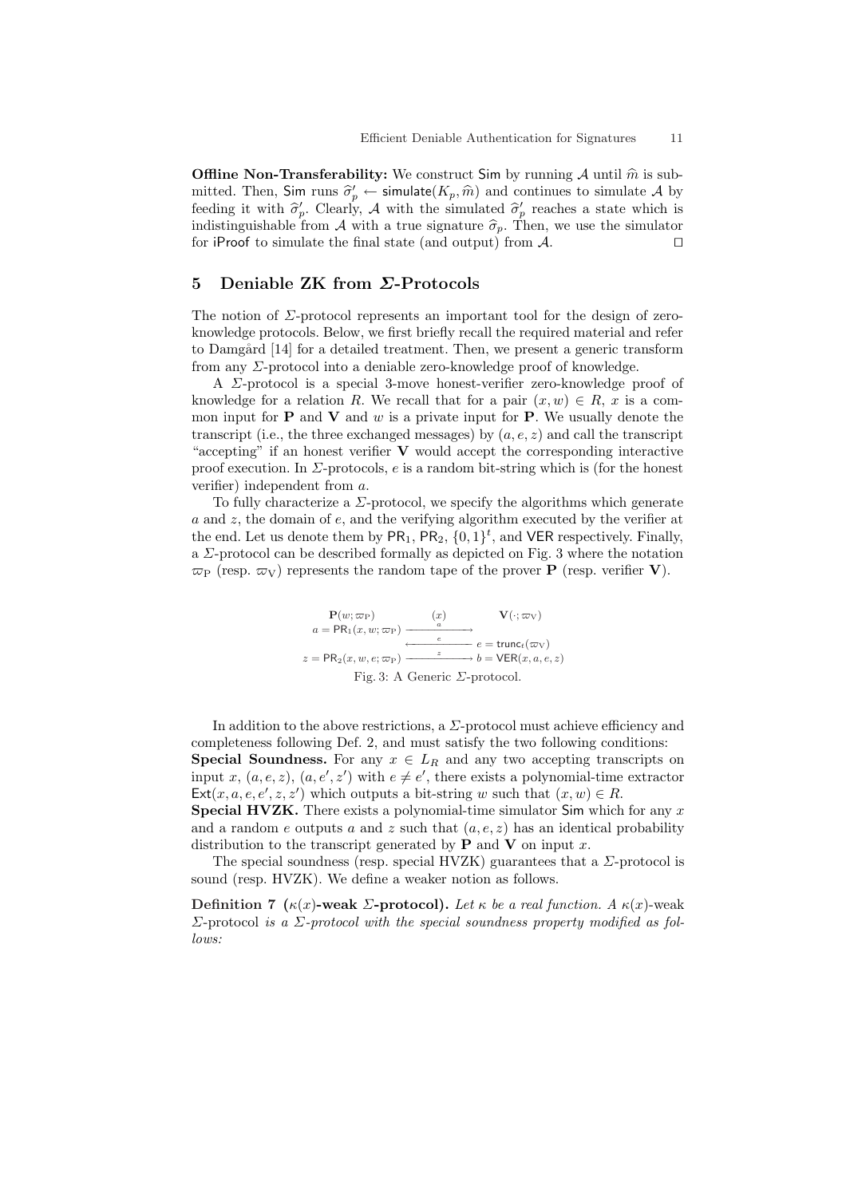**Offline Non-Transferability:** We construct Sim by running $\mathcal{A}$ until $\widehat{m}$ is submitted. Then, Sim runs $\widehat{\sigma}'_p \leftarrow \mathsf{simulate}(K_p, \widehat{m})$ and continues to simulate $\mathcal{A}$ by feeding it with $\widehat{\sigma}'_p$. Clearly, $\mathcal{A}$ with the simulated $\widehat{\sigma}'_p$ reaches a state which is indistinguishable from $\mathcal{A}$ with a true signature $\widehat{\sigma}_p$. Then, we use the simulator for iProof to simulate the final state (and output) from $\mathcal{A}$. ☐

## 5 Deniable ZK from $\Sigma$-Protocols

The notion of $\Sigma$-protocol represents an important tool for the design of zero-knowledge protocols. Below, we first briefly recall the required material and refer to Damgård [14] for a detailed treatment. Then, we present a generic transform from any $\Sigma$-protocol into a deniable zero-knowledge proof of knowledge.

A $\Sigma$-protocol is a special 3-move honest-verifier zero-knowledge proof of knowledge for a relation $R$. We recall that for a pair $(x, w) \in R$, $x$ is a common input for $\mathbf{P}$ and $\mathbf{V}$ and $w$ is a private input for $\mathbf{P}$. We usually denote the transcript (i.e., the three exchanged messages) by $(a, e, z)$ and call the transcript "accepting" if an honest verifier $\mathbf{V}$ would accept the corresponding interactive proof execution. In $\Sigma$-protocols, $e$ is a random bit-string which is (for the honest verifier) independent from $a$.

To fully characterize a $\Sigma$-protocol, we specify the algorithms which generate $a$ and $z$, the domain of $e$, and the verifying algorithm executed by the verifier at the end. Let us denote them by $\mathsf{PR}_1$, $\mathsf{PR}_2$, $\{0,1\}^t$, and $\mathsf{VER}$ respectively. Finally, a $\Sigma$-protocol can be described formally as depicted on Fig. 3 where the notation $\varpi_{\mathrm{P}}$ (resp. $\varpi_{\mathrm{V}}$) represents the random tape of the prover $\mathbf{P}$ (resp. verifier $\mathbf{V}$).

$$
\begin{array}{lcl}
\mathbf{P}(w; \varpi_{\mathrm{P}}) & (x) & \mathbf{V}(\cdot; \varpi_{\mathrm{V}}) \\
a = \mathsf{PR}_1(x, w; \varpi_{\mathrm{P}}) & \xrightarrow{\quad a \quad} & \\
 & \xleftarrow{\quad e \quad} & e = \mathsf{trunc}_t(\varpi_{\mathrm{V}}) \\
z = \mathsf{PR}_2(x, w, e; \varpi_{\mathrm{P}}) & \xrightarrow{\quad z \quad} & b = \mathsf{VER}(x, a, e, z)
\end{array}
$$

Fig. 3: A Generic $\Sigma$-protocol.

In addition to the above restrictions, a $\Sigma$-protocol must achieve efficiency and completeness following Def. 2, and must satisfy the two following conditions:

**Special Soundness.** For any $x \in L_R$ and any two accepting transcripts on input $x$, $(a, e, z)$, $(a, e', z')$ with $e \neq e'$, there exists a polynomial-time extractor $\mathsf{Ext}(x, a, e, e', z, z')$ which outputs a bit-string $w$ such that $(x, w) \in R$.

**Special HVZK.** There exists a polynomial-time simulator Sim which for any $x$ and a random $e$ outputs $a$ and $z$ such that $(a, e, z)$ has an identical probability distribution to the transcript generated by $\mathbf{P}$ and $\mathbf{V}$ on input $x$.

The special soundness (resp. special HVZK) guarantees that a $\Sigma$-protocol is sound (resp. HVZK). We define a weaker notion as follows.

**Definition 7 ($\kappa(x)$-weak $\Sigma$-protocol).** *Let $\kappa$ be a real function. A $\kappa(x)$-weak $\Sigma$-protocol is a $\Sigma$-protocol with the special soundness property modified as follows:*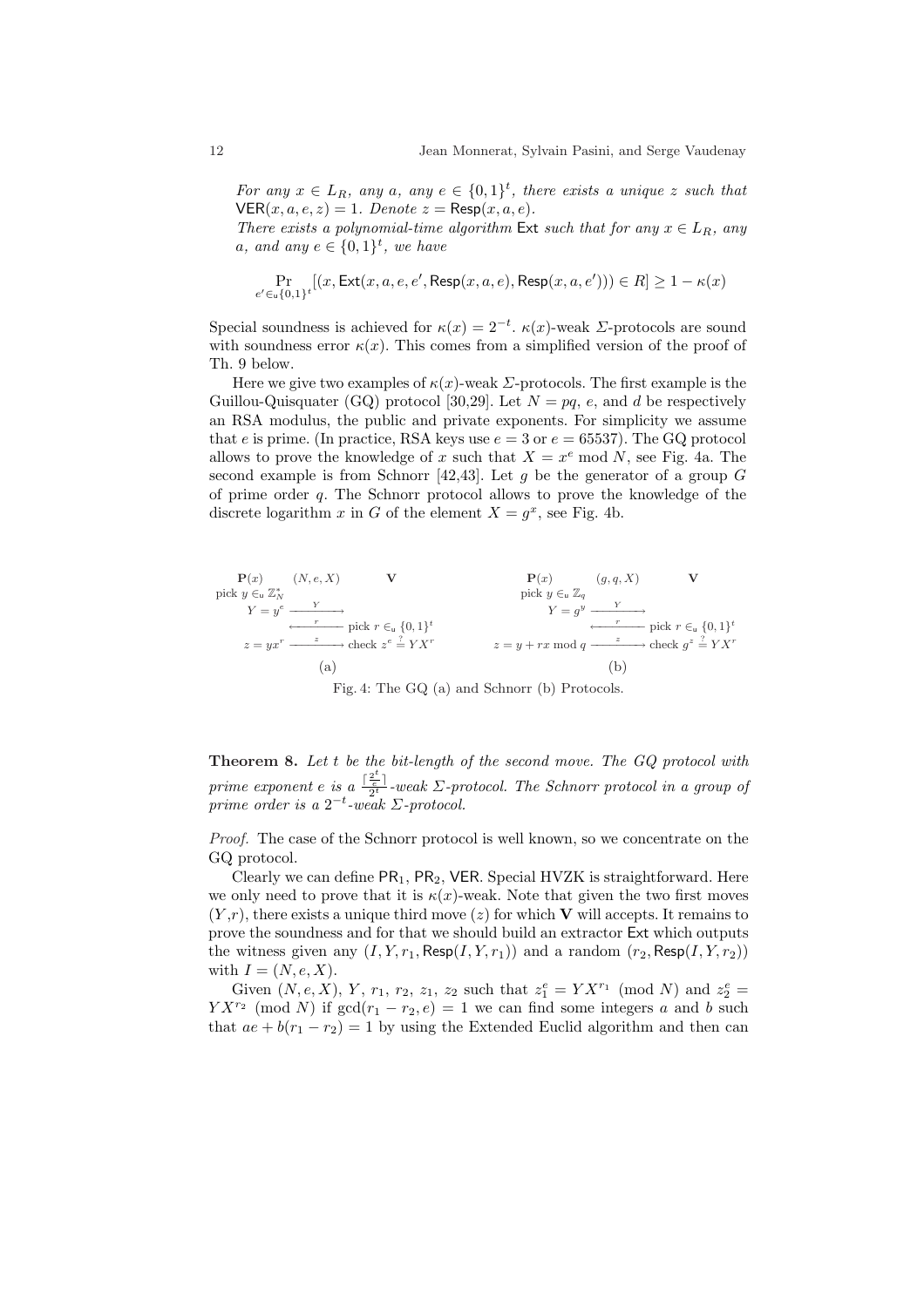*For any $x \in L_R$, any $a$, any $e \in \{0,1\}^t$, there exists a unique $z$ such that $\mathsf{VER}(x,a,e,z) = 1$. Denote $z = \mathsf{Resp}(x,a,e)$.*

*There exists a polynomial-time algorithm $\mathsf{Ext}$ such that for any $x \in L_R$, any $a$, and any $e \in \{0,1\}^t$, we have*

$$\Pr_{e' \in_{\mathsf{u}} \{0,1\}^t}[(x, \mathsf{Ext}(x,a,e,e',\mathsf{Resp}(x,a,e),\mathsf{Resp}(x,a,e'))) \in R] \geq 1 - \kappa(x)$$

Special soundness is achieved for $\kappa(x) = 2^{-t}$. $\kappa(x)$-weak $\Sigma$-protocols are sound with soundness error $\kappa(x)$. This comes from a simplified version of the proof of Th. 9 below.

Here we give two examples of $\kappa(x)$-weak $\Sigma$-protocols. The first example is the Guillou-Quisquater (GQ) protocol [30,29]. Let $N = pq$, $e$, and $d$ be respectively an RSA modulus, the public and private exponents. For simplicity we assume that $e$ is prime. (In practice, RSA keys use $e = 3$ or $e = 65537$). The GQ protocol allows to prove the knowledge of $x$ such that $X = x^e \bmod N$, see Fig. 4a. The second example is from Schnorr [42,43]. Let $g$ be the generator of a group $G$ of prime order $q$. The Schnorr protocol allows to prove the knowledge of the discrete logarithm $x$ in $G$ of the element $X = g^x$, see Fig. 4b.

| $\mathbf{P}(x)$ | $(N,e,X)$ | $\mathbf{V}$ |
|---|---|---|
| pick $y \in_{\mathsf{u}} \mathbb{Z}_N^*$ | | |
| $Y = y^e$ | $\xrightarrow{Y}$ | |
| | $\xleftarrow{r}$ | pick $r \in_{\mathsf{u}} \{0,1\}^t$ |
| $z = yx^r$ | $\xrightarrow{z}$ | check $z^e \stackrel{?}{=} YX^r$ |

(a)

| $\mathbf{P}(x)$ | $(g,q,X)$ | $\mathbf{V}$ |
|---|---|---|
| pick $y \in_{\mathsf{u}} \mathbb{Z}_q$ | | |
| $Y = g^y$ | $\xrightarrow{Y}$ | |
| | $\xleftarrow{r}$ | pick $r \in_{\mathsf{u}} \{0,1\}^t$ |
| $z = y + rx \bmod q$ | $\xrightarrow{z}$ | check $g^z \stackrel{?}{=} YX^r$ |

(b)

Fig. 4: The GQ (a) and Schnorr (b) Protocols.

**Theorem 8.** *Let $t$ be the bit-length of the second move. The GQ protocol with prime exponent $e$ is a $\frac{\lceil \frac{2^t}{e} \rceil}{2^t}$-weak $\Sigma$-protocol. The Schnorr protocol in a group of prime order is a $2^{-t}$-weak $\Sigma$-protocol.*

*Proof.* The case of the Schnorr protocol is well known, so we concentrate on the GQ protocol.

Clearly we can define $\mathsf{PR}_1$, $\mathsf{PR}_2$, $\mathsf{VER}$. Special HVZK is straightforward. Here we only need to prove that it is $\kappa(x)$-weak. Note that given the two first moves $(Y,r)$, there exists a unique third move $(z)$ for which $\mathbf{V}$ will accepts. It remains to prove the soundness and for that we should build an extractor $\mathsf{Ext}$ which outputs the witness given any $(I, Y, r_1, \mathsf{Resp}(I,Y,r_1))$ and a random $(r_2, \mathsf{Resp}(I,Y,r_2))$ with $I = (N,e,X)$.

Given $(N,e,X)$, $Y$, $r_1$, $r_2$, $z_1$, $z_2$ such that $z_1^e = YX^{r_1} \pmod N$ and $z_2^e = YX^{r_2} \pmod N$ if $\gcd(r_1 - r_2, e) = 1$ we can find some integers $a$ and $b$ such that $ae + b(r_1 - r_2) = 1$ by using the Extended Euclid algorithm and then can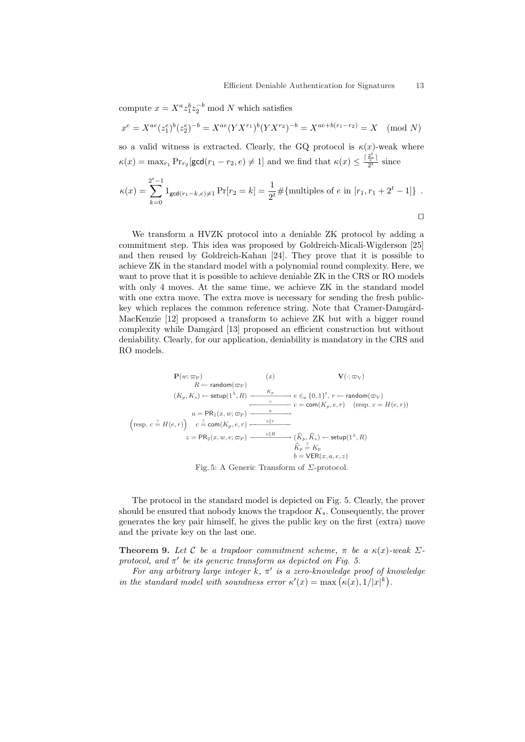compute $x = X^a z_1^b z_2^{-b} \bmod N$ which satisfies

$$x^e = X^{ae}(z_1^e)^b(z_2^e)^{-b} = X^{ae}(YX^{r_1})^b(YX^{r_2})^{-b} = X^{ae+b(r_1-r_2)} = X \pmod{N}$$

so a valid witness is extracted. Clearly, the GQ protocol is $\kappa(x)$-weak where $\kappa(x) = \max_{r_1} \Pr_{r_2}[\mathsf{gcd}(r_1 - r_2, e) \neq 1]$ and we find that $\kappa(x) \leq \frac{\lceil \frac{2^t}{e} \rceil}{2^t}$ since

$$\kappa(x) = \sum_{k=0}^{2^t-1} 1_{\mathsf{gcd}(r_1-k,e)\neq 1} \Pr[r_2 = k] = \frac{1}{2^t}\#\{\text{multiples of } e \text{ in } [r_1, r_1 + 2^t - 1]\} \enspace .$$

□

We transform a HVZK protocol into a deniable ZK protocol by adding a commitment step. This idea was proposed by Goldreich-Micali-Wigderson [25] and then reused by Goldreich-Kahan [24]. They prove that it is possible to achieve ZK in the standard model with a polynomial round complexity. Here, we want to prove that it is possible to achieve deniable ZK in the CRS or RO models with only 4 moves. At the same time, we achieve ZK in the standard model with one extra move. The extra move is necessary for sending the fresh public-key which replaces the common reference string. Note that Cramer-Damgård-MacKenzie [12] proposed a transform to achieve ZK but with a bigger round complexity while Damgård [13] proposed an efficient construction but without deniability. Clearly, for our application, deniability is mandatory in the CRS and RO models.

| $\mathbf{P}(w; \varpi_{\mathrm{P}})$ | $(x)$ | $\mathbf{V}(\cdot; \varpi_{\mathrm{V}})$ |
|---|---|---|
| $R \leftarrow \mathsf{random}(\varpi_{\mathrm{P}})$ | | |
| $(K_p, K_s) \leftarrow \mathsf{setup}(1^\lambda, R)$ | $\xrightarrow{K_p}$ | $e \in_{\mathsf{u}} \{0,1\}^t$, $r \leftarrow \mathsf{random}(\varpi_{\mathrm{V}})$ |
| | $\xleftarrow{c}$ | $c = \mathsf{com}(K_p, e, r)$ (resp. $c = H(e, r)$) |
| $a = \mathsf{PR}_1(x, w; \varpi_{\mathrm{P}})$ | $\xrightarrow{a}$ | |
| $\left(\text{resp. } c \stackrel{?}{=} H(e,r)\right)$ $c \stackrel{?}{=} \mathsf{com}(K_p, e, r)$ | $\xleftarrow{e\Vert r}$ | |
| $z = \mathsf{PR}_2(x, w, e; \varpi_{\mathrm{P}})$ | $\xrightarrow{z\Vert R}$ | $(\widehat{K}_p, \widehat{K}_s) \leftarrow \mathsf{setup}(1^\lambda, R)$ |
| | | $\widehat{K}_p \stackrel{?}{=} K_p$ |
| | | $b = \mathsf{VER}(x, a, e, z)$ |

Fig. 5: A Generic Transform of $\Sigma$-protocol.

The protocol in the standard model is depicted on Fig. 5. Clearly, the prover should be ensured that nobody knows the trapdoor $K_s$. Consequently, the prover generates the key pair himself, he gives the public key on the first (extra) move and the private key on the last one.

**Theorem 9.** *Let $\mathcal{C}$ be a trapdoor commitment scheme, $\pi$ be a $\kappa(x)$-weak $\Sigma$-protocol, and $\pi'$ be its generic transform as depicted on Fig. 5.*

*For any arbitrary large integer $k$, $\pi'$ is a zero-knowledge proof of knowledge in the standard model with soundness error $\kappa'(x) = \max\left(\kappa(x), 1/|x|^k\right)$.*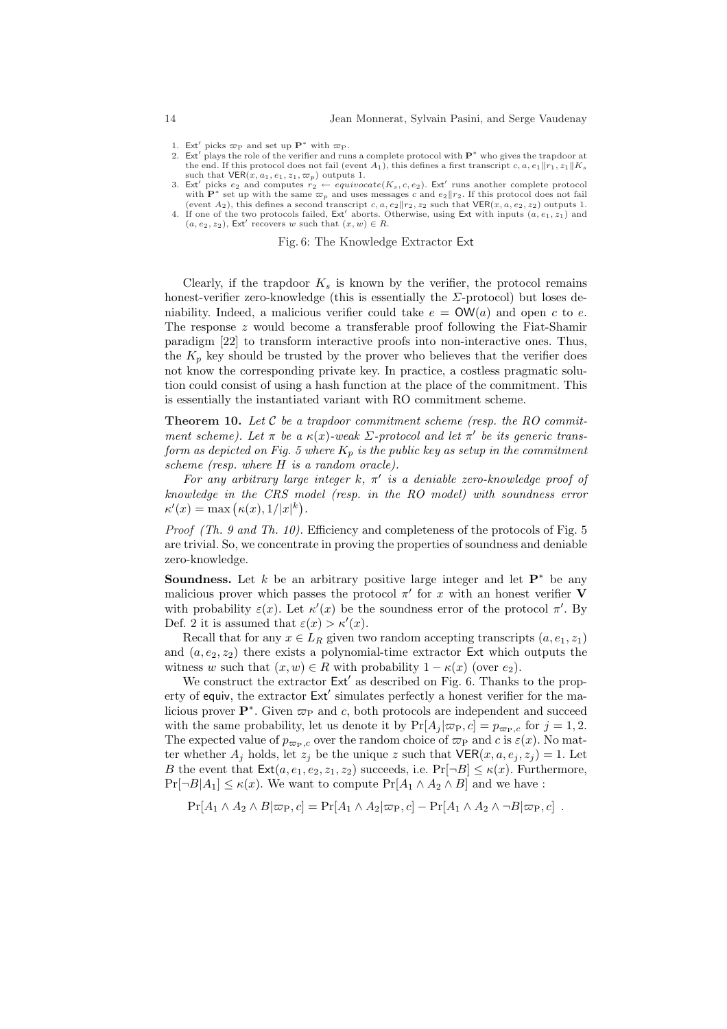1. $\mathsf{Ext}'$ picks $\varpi_{\mathrm{P}}$ and set up $\mathbf{P}^*$ with $\varpi_{\mathrm{P}}$.
2. $\mathsf{Ext}'$ plays the role of the verifier and runs a complete protocol with $\mathbf{P}^*$ who gives the trapdoor at the end. If this protocol does not fail (event $A_1$), this defines a first transcript $c, a, e_1\|r_1, z_1\|K_s$ such that $\mathsf{VER}(x, a_1, e_1, z_1, \varpi_p)$ outputs 1.
3. $\mathsf{Ext}'$ picks $e_2$ and computes $r_2 \leftarrow equivocate(K_s, c, e_2)$. $\mathsf{Ext}'$ runs another complete protocol with $\mathbf{P}^*$ set up with the same $\varpi_p$ and uses messages $c$ and $e_2\|r_2$. If this protocol does not fail (event $A_2$), this defines a second transcript $c, a, e_2\|r_2, z_2$ such that $\mathsf{VER}(x, a, e_2, z_2)$ outputs 1.
4. If one of the two protocols failed, $\mathsf{Ext}'$ aborts. Otherwise, using $\mathsf{Ext}$ with inputs $(a, e_1, z_1)$ and $(a, e_2, z_2)$, $\mathsf{Ext}'$ recovers $w$ such that $(x, w) \in R$.

Fig. 6: The Knowledge Extractor $\mathsf{Ext}$

Clearly, if the trapdoor $K_s$ is known by the verifier, the protocol remains honest-verifier zero-knowledge (this is essentially the $\Sigma$-protocol) but loses deniability. Indeed, a malicious verifier could take $e = \mathsf{OW}(a)$ and open $c$ to $e$. The response $z$ would become a transferable proof following the Fiat-Shamir paradigm [22] to transform interactive proofs into non-interactive ones. Thus, the $K_p$ key should be trusted by the prover who believes that the verifier does not know the corresponding private key. In practice, a costless pragmatic solution could consist of using a hash function at the place of the commitment. This is essentially the instantiated variant with RO commitment scheme.

**Theorem 10.** *Let $\mathcal{C}$ be a trapdoor commitment scheme (resp. the RO commitment scheme). Let $\pi$ be a $\kappa(x)$-weak $\Sigma$-protocol and let $\pi'$ be its generic transform as depicted on Fig. 5 where $K_p$ is the public key as setup in the commitment scheme (resp. where $H$ is a random oracle).*

*For any arbitrary large integer $k$, $\pi'$ is a deniable zero-knowledge proof of knowledge in the CRS model (resp. in the RO model) with soundness error $\kappa'(x) = \max\left(\kappa(x), 1/|x|^k\right)$.*

*Proof (Th. 9 and Th. 10).* Efficiency and completeness of the protocols of Fig. 5 are trivial. So, we concentrate in proving the properties of soundness and deniable zero-knowledge.

**Soundness.** Let $k$ be an arbitrary positive large integer and let $\mathbf{P}^*$ be any malicious prover which passes the protocol $\pi'$ for $x$ with an honest verifier $\mathbf{V}$ with probability $\varepsilon(x)$. Let $\kappa'(x)$ be the soundness error of the protocol $\pi'$. By Def. 2 it is assumed that $\varepsilon(x) > \kappa'(x)$.

Recall that for any $x \in L_R$ given two random accepting transcripts $(a, e_1, z_1)$ and $(a, e_2, z_2)$ there exists a polynomial-time extractor $\mathsf{Ext}$ which outputs the witness $w$ such that $(x, w) \in R$ with probability $1 - \kappa(x)$ (over $e_2$).

We construct the extractor $\mathsf{Ext}'$ as described on Fig. 6. Thanks to the property of $\mathsf{equiv}$, the extractor $\mathsf{Ext}'$ simulates perfectly a honest verifier for the malicious prover $\mathbf{P}^*$. Given $\varpi_{\mathrm{P}}$ and $c$, both protocols are independent and succeed with the same probability, let us denote it by $\Pr[A_j|\varpi_{\mathrm{P}}, c] = p_{\varpi_{\mathrm{P}},c}$ for $j = 1, 2$. The expected value of $p_{\varpi_{\mathrm{P}},c}$ over the random choice of $\varpi_{\mathrm{P}}$ and $c$ is $\varepsilon(x)$. No matter whether $A_j$ holds, let $z_j$ be the unique $z$ such that $\mathsf{VER}(x, a, e_j, z_j) = 1$. Let $B$ the event that $\mathsf{Ext}(a, e_1, e_2, z_1, z_2)$ succeeds, i.e. $\Pr[\neg B] \leq \kappa(x)$. Furthermore, $\Pr[\neg B|A_1] \leq \kappa(x)$. We want to compute $\Pr[A_1 \wedge A_2 \wedge B]$ and we have :

$$\Pr[A_1 \wedge A_2 \wedge B|\varpi_{\mathrm{P}}, c] = \Pr[A_1 \wedge A_2|\varpi_{\mathrm{P}}, c] - \Pr[A_1 \wedge A_2 \wedge \neg B|\varpi_{\mathrm{P}}, c] \ .$$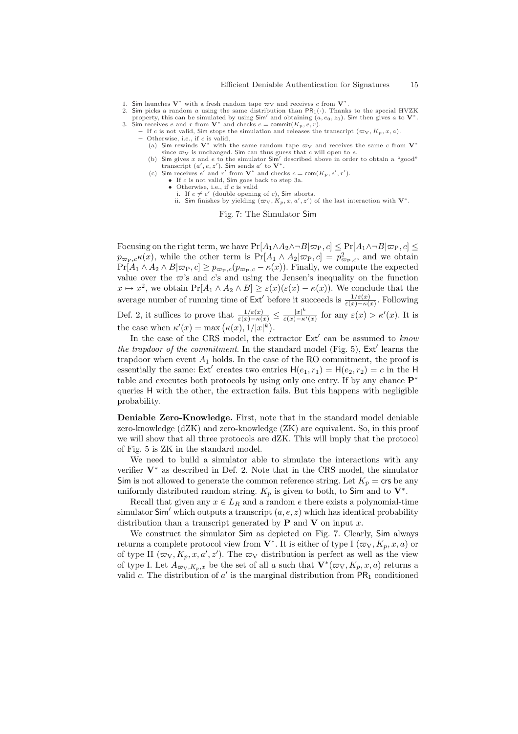1. Sim launches $\mathbf{V}^*$ with a fresh random tape $\varpi_{\rm V}$ and receives $c$ from $\mathbf{V}^*$.
2. Sim picks a random $a$ using the same distribution than $\mathsf{PR}_1(\cdot)$. Thanks to the special HVZK property, this can be simulated by using $\mathsf{Sim}'$ and obtaining $(a, e_0, z_0)$. Sim then gives $a$ to $\mathbf{V}^*$.
3. Sim receives $e$ and $r$ from $\mathbf{V}^*$ and checks $c = \mathsf{commit}(K_p, e, r)$.
   - If $c$ is not valid, Sim stops the simulation and releases the transcript $(\varpi_{\rm V}, K_p, x, a)$.
   - Otherwise, i.e., if $c$ is valid,
     (a) Sim rewinds $\mathbf{V}^*$ with the same random tape $\varpi_{\rm V}$ and receives the same $c$ from $\mathbf{V}^*$ since $\varpi_{\rm V}$ is unchanged. Sim can thus guess that $c$ will open to $e$.
     (b) Sim gives $x$ and $e$ to the simulator $\mathsf{Sim}'$ described above in order to obtain a "good" transcript $(a', e, z')$. Sim sends $a'$ to $\mathbf{V}^*$.
     (c) Sim receives $e'$ and $r'$ from $\mathbf{V}^*$ and checks $c = \mathsf{com}(K_p, e', r')$.
        - If $c$ is not valid, Sim goes back to step 3a.
        - Otherwise, i.e., if $c$ is valid
          i. If $e \neq e'$ (double opening of $c$), Sim aborts.
          ii. Sim finishes by yielding $(\varpi_{\rm V}, K_p, x, a', z')$ of the last interaction with $\mathbf{V}^*$.

Fig. 7: The Simulator Sim

Focusing on the right term, we have $\Pr[A_1 \wedge A_2 \wedge \neg B | \varpi_{\rm P}, c] \leq \Pr[A_1 \wedge \neg B | \varpi_{\rm P}, c] \leq p_{\varpi_{\rm P},c}\kappa(x)$, while the other term is $\Pr[A_1 \wedge A_2 | \varpi_{\rm P}, c] = p^2_{\varpi_{\rm P},c}$, and we obtain $\Pr[A_1 \wedge A_2 \wedge B | \varpi_{\rm P}, c] \geq p_{\varpi_{\rm P},c}(p_{\varpi_{\rm P},c} - \kappa(x))$. Finally, we compute the expected value over the $\varpi$'s and $c$'s and using the Jensen's inequality on the function $x \mapsto x^2$, we obtain $\Pr[A_1 \wedge A_2 \wedge B] \geq \varepsilon(x)(\varepsilon(x) - \kappa(x))$. We conclude that the average number of running time of $\mathsf{Ext}'$ before it succeeds is $\frac{1/\varepsilon(x)}{\varepsilon(x)-\kappa(x)}$. Following Def. 2, it suffices to prove that $\frac{1/\varepsilon(x)}{\varepsilon(x)-\kappa(x)} \leq \frac{|x|^k}{\varepsilon(x)-\kappa'(x)}$ for any $\varepsilon(x) > \kappa'(x)$. It is the case when $\kappa'(x) = \max\left(\kappa(x), 1/|x|^k\right)$.

In the case of the CRS model, the extractor $\mathsf{Ext}'$ can be assumed to *know the trapdoor of the commitment*. In the standard model (Fig. 5), $\mathsf{Ext}'$ learns the trapdoor when event $A_1$ holds. In the case of the RO commitment, the proof is essentially the same: $\mathsf{Ext}'$ creates two entries $\mathsf{H}(e_1, r_1) = \mathsf{H}(e_2, r_2) = c$ in the H table and executes both protocols by using only one entry. If by any chance $\mathbf{P}^*$ queries H with the other, the extraction fails. But this happens with negligible probability.

**Deniable Zero-Knowledge.** First, note that in the standard model deniable zero-knowledge (dZK) and zero-knowledge (ZK) are equivalent. So, in this proof we will show that all three protocols are dZK. This will imply that the protocol of Fig. 5 is ZK in the standard model.

We need to build a simulator able to simulate the interactions with any verifier $\mathbf{V}^*$ as described in Def. 2. Note that in the CRS model, the simulator Sim is not allowed to generate the common reference string. Let $K_p = \mathsf{crs}$ be any uniformly distributed random string. $K_p$ is given to both, to Sim and to $\mathbf{V}^*$.

Recall that given any $x \in L_R$ and a random $e$ there exists a polynomial-time simulator $\mathsf{Sim}'$ which outputs a transcript $(a, e, z)$ which has identical probability distribution than a transcript generated by $\mathbf{P}$ and $\mathbf{V}$ on input $x$.

We construct the simulator Sim as depicted on Fig. 7. Clearly, Sim always returns a complete protocol view from $\mathbf{V}^*$. It is either of type I $(\varpi_{\rm V}, K_p, x, a)$ or of type II $(\varpi_{\rm V}, K_p, x, a', z')$. The $\varpi_{\rm V}$ distribution is perfect as well as the view of type I. Let $A_{\varpi_{\rm V}, K_p, x}$ be the set of all $a$ such that $\mathbf{V}^*(\varpi_{\rm V}, K_p, x, a)$ returns a valid $c$. The distribution of $a'$ is the marginal distribution from $\mathsf{PR}_1$ conditioned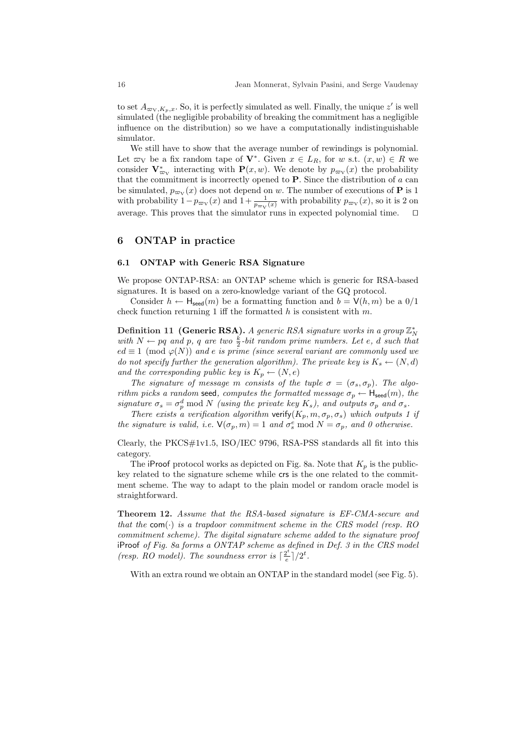to set $A_{\varpi_V, K_p, x}$. So, it is perfectly simulated as well. Finally, the unique $z'$ is well simulated (the negligible probability of breaking the commitment has a negligible influence on the distribution) so we have a computationally indistinguishable simulator.

We still have to show that the average number of rewindings is polynomial. Let $\varpi_V$ be a fix random tape of $\mathbf{V}^*$. Given $x \in L_R$, for $w$ s.t. $(x, w) \in R$ we consider $\mathbf{V}^*_{\varpi_V}$ interacting with $\mathbf{P}(x, w)$. We denote by $p_{\varpi_V}(x)$ the probability that the commitment is incorrectly opened to $\mathbf{P}$. Since the distribution of $a$ can be simulated, $p_{\varpi_V}(x)$ does not depend on $w$. The number of executions of $\mathbf{P}$ is 1 with probability $1 - p_{\varpi_V}(x)$ and $1 + \frac{1}{p_{\varpi_V}(x)}$ with probability $p_{\varpi_V}(x)$, so it is 2 on average. This proves that the simulator runs in expected polynomial time. $\square$

## 6 ONTAP in practice

### 6.1 ONTAP with Generic RSA Signature

We propose ONTAP-RSA: an ONTAP scheme which is generic for RSA-based signatures. It is based on a zero-knowledge variant of the GQ protocol.

Consider $h \leftarrow \mathsf{H}_{\mathsf{seed}}(m)$ be a formatting function and $b = \mathsf{V}(h, m)$ be a 0/1 check function returning 1 iff the formatted $h$ is consistent with $m$.

**Definition 11 (Generic RSA).** *A generic RSA signature works in a group $\mathbb{Z}_N^*$ with $N \leftarrow pq$ and $p$, $q$ are two $\frac{k}{2}$-bit random prime numbers. Let $e$, $d$ such that $ed \equiv 1 \pmod{\varphi(N)}$ and $e$ is prime (since several variant are commonly used we do not specify further the generation algorithm). The private key is $K_s \leftarrow (N, d)$ and the corresponding public key is $K_p \leftarrow (N, e)$*

*The signature of message $m$ consists of the tuple $\sigma = (\sigma_s, \sigma_p)$. The algorithm picks a random $\mathsf{seed}$, computes the formatted message $\sigma_p \leftarrow \mathsf{H}_{\mathsf{seed}}(m)$, the signature $\sigma_s = \sigma_p^d \bmod N$ (using the private key $K_s$), and outputs $\sigma_p$ and $\sigma_s$.*

*There exists a verification algorithm $\mathsf{verify}(K_p, m, \sigma_p, \sigma_s)$ which outputs 1 if the signature is valid, i.e. $\mathsf{V}(\sigma_p, m) = 1$ and $\sigma_s^e \bmod N = \sigma_p$, and 0 otherwise.*

Clearly, the PKCS#1v1.5, ISO/IEC 9796, RSA-PSS standards all fit into this category.

The $\mathsf{iProof}$ protocol works as depicted on Fig. 8a. Note that $K_p$ is the public-key related to the signature scheme while $\mathsf{crs}$ is the one related to the commitment scheme. The way to adapt to the plain model or random oracle model is straightforward.

**Theorem 12.** *Assume that the RSA-based signature is EF-CMA-secure and that the $\mathsf{com}(\cdot)$ is a trapdoor commitment scheme in the CRS model (resp. RO commitment scheme). The digital signature scheme added to the signature proof $\mathsf{iProof}$ of Fig. 8a forms a ONTAP scheme as defined in Def. 3 in the CRS model (resp. RO model). The soundness error is $\lceil \frac{2^t}{e} \rceil / 2^t$.*

With an extra round we obtain an ONTAP in the standard model (see Fig. 5).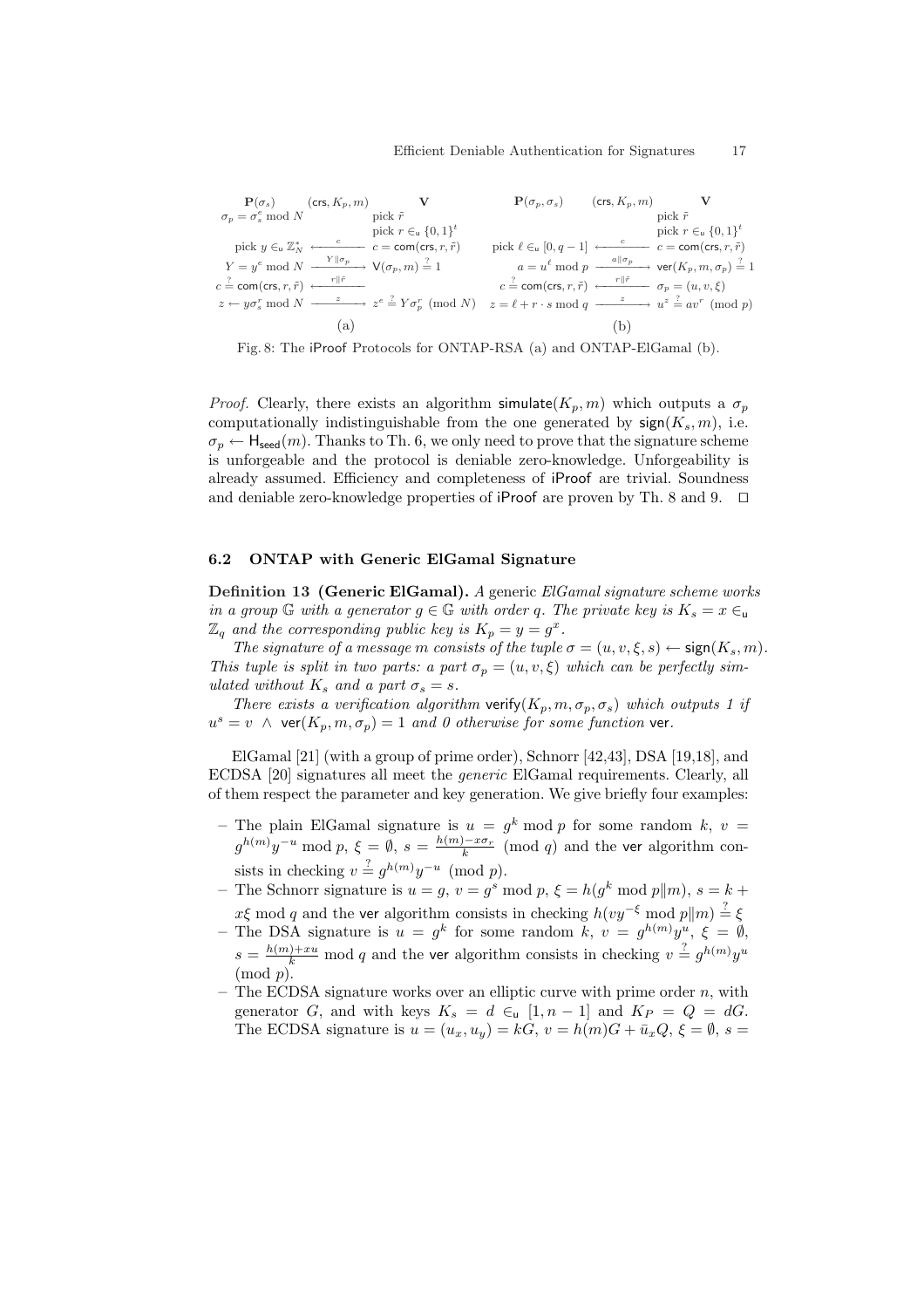| $\mathbf{P}(\sigma_s)$ | $(\mathsf{crs}, K_p, m)$ | $\mathbf{V}$ |
|---|---|---|
| $\sigma_p = \sigma_s^e \bmod N$ | | pick $\tilde{r}$ |
| | | pick $r \in_{\mathsf{u}} \{0,1\}^t$ |
| pick $y \in_{\mathsf{u}} \mathbb{Z}_N^*$ | $\xleftarrow{\ c\ }$ | $c = \mathsf{com}(\mathsf{crs}, r, \tilde{r})$ |
| $Y = y^e \bmod N$ | $\xrightarrow{\ Y\|\sigma_p\ }$ | $\mathsf{V}(\sigma_p, m) \stackrel{?}{=} 1$ |
| $c \stackrel{?}{=} \mathsf{com}(\mathsf{crs}, r, \tilde{r})$ | $\xleftarrow{\ r\|\tilde{r}\ }$ | |
| $z \leftarrow y\sigma_s^r \bmod N$ | $\xrightarrow{\ z\ }$ | $z^e \stackrel{?}{=} Y\sigma_p^r \pmod N$ |

(a)

| $\mathbf{P}(\sigma_p, \sigma_s)$ | $(\mathsf{crs}, K_p, m)$ | $\mathbf{V}$ |
|---|---|---|
| | | pick $\tilde{r}$ |
| | | pick $r \in_{\mathsf{u}} \{0,1\}^t$ |
| pick $\ell \in_{\mathsf{u}} [0, q-1]$ | $\xleftarrow{\ c\ }$ | $c = \mathsf{com}(\mathsf{crs}, r, \tilde{r})$ |
| $a = u^\ell \bmod p$ | $\xrightarrow{\ a\|\sigma_p\ }$ | $\mathsf{ver}(K_p, m, \sigma_p) \stackrel{?}{=} 1$ |
| $c \stackrel{?}{=} \mathsf{com}(\mathsf{crs}, r, \tilde{r})$ | $\xleftarrow{\ r\|\tilde{r}\ }$ | $\sigma_p = (u, v, \xi)$ |
| $z = \ell + r \cdot s \bmod q$ | $\xrightarrow{\ z\ }$ | $u^z \stackrel{?}{=} av^r \pmod p$ |

(b)

Fig. 8: The iProof Protocols for ONTAP-RSA (a) and ONTAP-ElGamal (b).

*Proof.* Clearly, there exists an algorithm $\mathsf{simulate}(K_p, m)$ which outputs a $\sigma_p$ computationally indistinguishable from the one generated by $\mathsf{sign}(K_s, m)$, i.e. $\sigma_p \leftarrow \mathsf{H}_{\mathsf{seed}}(m)$. Thanks to Th. 6, we only need to prove that the signature scheme is unforgeable and the protocol is deniable zero-knowledge. Unforgeability is already assumed. Efficiency and completeness of iProof are trivial. Soundness and deniable zero-knowledge properties of iProof are proven by Th. 8 and 9. □

### 6.2 ONTAP with Generic ElGamal Signature

**Definition 13 (Generic ElGamal).** *A* generic *ElGamal signature scheme works in a group $\mathbb{G}$ with a generator $g \in \mathbb{G}$ with order $q$. The private key is $K_s = x \in_{\mathsf{u}} \mathbb{Z}_q$ and the corresponding public key is $K_p = y = g^x$.*

*The signature of a message $m$ consists of the tuple $\sigma = (u, v, \xi, s) \leftarrow \mathsf{sign}(K_s, m)$. This tuple is split in two parts: a part $\sigma_p = (u, v, \xi)$ which can be perfectly simulated without $K_s$ and a part $\sigma_s = s$.*

*There exists a verification algorithm $\mathsf{verify}(K_p, m, \sigma_p, \sigma_s)$ which outputs 1 if $u^s = v \ \wedge\ \mathsf{ver}(K_p, m, \sigma_p) = 1$ and 0 otherwise for some function $\mathsf{ver}$.*

ElGamal [21] (with a group of prime order), Schnorr [42,43], DSA [19,18], and ECDSA [20] signatures all meet the *generic* ElGamal requirements. Clearly, all of them respect the parameter and key generation. We give briefly four examples:

- The plain ElGamal signature is $u = g^k \bmod p$ for some random $k$, $v = g^{h(m)}y^{-u} \bmod p$, $\xi = \emptyset$, $s = \frac{h(m) - x\sigma_r}{k} \pmod q$ and the $\mathsf{ver}$ algorithm consists in checking $v \stackrel{?}{=} g^{h(m)}y^{-u} \pmod p$.
- The Schnorr signature is $u = g$, $v = g^s \bmod p$, $\xi = h(g^k \bmod p \| m)$, $s = k + x\xi \bmod q$ and the $\mathsf{ver}$ algorithm consists in checking $h(vy^{-\xi} \bmod p \| m) \stackrel{?}{=} \xi$
- The DSA signature is $u = g^k$ for some random $k$, $v = g^{h(m)}y^u$, $\xi = \emptyset$, $s = \frac{h(m)+xu}{k} \bmod q$ and the $\mathsf{ver}$ algorithm consists in checking $v \stackrel{?}{=} g^{h(m)}y^u \pmod p$.
- The ECDSA signature works over an elliptic curve with prime order $n$, with generator $G$, and with keys $K_s = d \in_{\mathsf{u}} [1, n-1]$ and $K_P = Q = dG$. The ECDSA signature is $u = (u_x, u_y) = kG$, $v = h(m)G + \bar{u}_x Q$, $\xi = \emptyset$, $s =$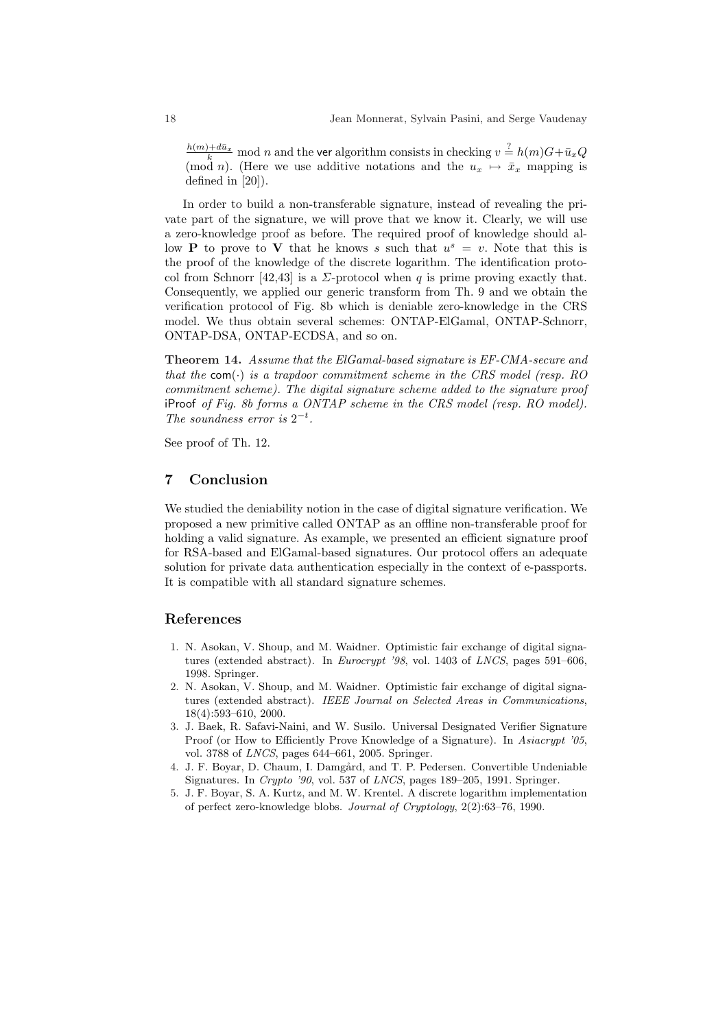$\frac{h(m)+d\bar{u}_x}{k}$ mod $n$ and the $\mathsf{ver}$ algorithm consists in checking $v \stackrel{?}{=} h(m)G+\bar{u}_xQ \pmod{n}$. (Here we use additive notations and the $u_x \mapsto \bar{x}_x$ mapping is defined in [20]).

In order to build a non-transferable signature, instead of revealing the private part of the signature, we will prove that we know it. Clearly, we will use a zero-knowledge proof as before. The required proof of knowledge should allow $\mathbf{P}$ to prove to $\mathbf{V}$ that he knows $s$ such that $u^s = v$. Note that this is the proof of the knowledge of the discrete logarithm. The identification protocol from Schnorr [42,43] is a $\Sigma$-protocol when $q$ is prime proving exactly that. Consequently, we applied our generic transform from Th. 9 and we obtain the verification protocol of Fig. 8b which is deniable zero-knowledge in the CRS model. We thus obtain several schemes: ONTAP-ElGamal, ONTAP-Schnorr, ONTAP-DSA, ONTAP-ECDSA, and so on.

**Theorem 14.** *Assume that the ElGamal-based signature is EF-CMA-secure and that the* $\mathsf{com}(\cdot)$ *is a trapdoor commitment scheme in the CRS model (resp. RO commitment scheme). The digital signature scheme added to the signature proof* $\mathsf{iProof}$ *of Fig. 8b forms a ONTAP scheme in the CRS model (resp. RO model). The soundness error is* $2^{-t}$.

See proof of Th. 12.

## 7 Conclusion

We studied the deniability notion in the case of digital signature verification. We proposed a new primitive called ONTAP as an offline non-transferable proof for holding a valid signature. As example, we presented an efficient signature proof for RSA-based and ElGamal-based signatures. Our protocol offers an adequate solution for private data authentication especially in the context of e-passports. It is compatible with all standard signature schemes.

## References

1. N. Asokan, V. Shoup, and M. Waidner. Optimistic fair exchange of digital signatures (extended abstract). In *Eurocrypt '98*, vol. 1403 of *LNCS*, pages 591–606, 1998. Springer.
2. N. Asokan, V. Shoup, and M. Waidner. Optimistic fair exchange of digital signatures (extended abstract). *IEEE Journal on Selected Areas in Communications*, 18(4):593–610, 2000.
3. J. Baek, R. Safavi-Naini, and W. Susilo. Universal Designated Verifier Signature Proof (or How to Efficiently Prove Knowledge of a Signature). In *Asiacrypt '05*, vol. 3788 of *LNCS*, pages 644–661, 2005. Springer.
4. J. F. Boyar, D. Chaum, I. Damgård, and T. P. Pedersen. Convertible Undeniable Signatures. In *Crypto '90*, vol. 537 of *LNCS*, pages 189–205, 1991. Springer.
5. J. F. Boyar, S. A. Kurtz, and M. W. Krentel. A discrete logarithm implementation of perfect zero-knowledge blobs. *Journal of Cryptology*, 2(2):63–76, 1990.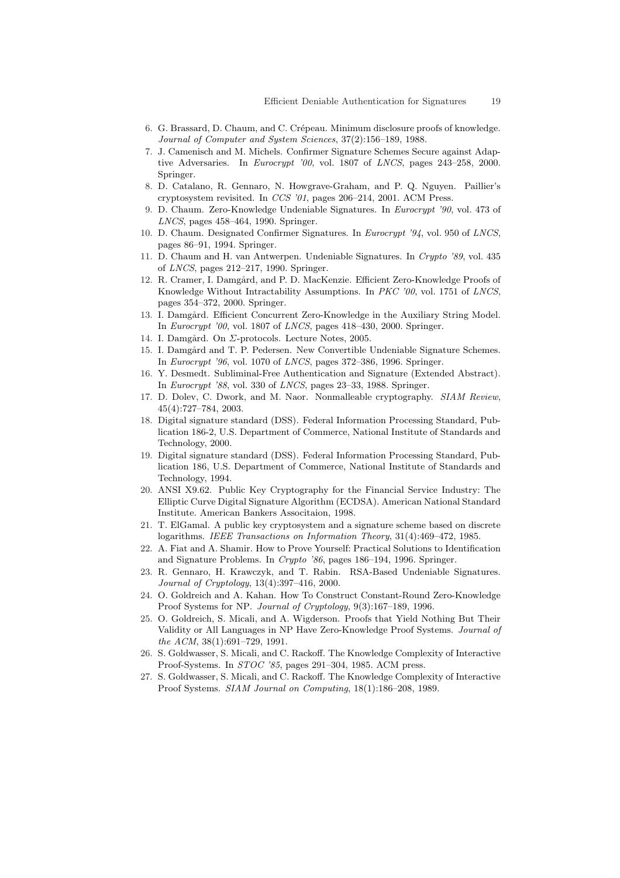6. G. Brassard, D. Chaum, and C. Crépeau. Minimum disclosure proofs of knowledge. *Journal of Computer and System Sciences*, 37(2):156–189, 1988.
7. J. Camenisch and M. Michels. Confirmer Signature Schemes Secure against Adaptive Adversaries. In *Eurocrypt '00*, vol. 1807 of *LNCS*, pages 243–258, 2000. Springer.
8. D. Catalano, R. Gennaro, N. Howgrave-Graham, and P. Q. Nguyen. Paillier's cryptosystem revisited. In *CCS '01*, pages 206–214, 2001. ACM Press.
9. D. Chaum. Zero-Knowledge Undeniable Signatures. In *Eurocrypt '90*, vol. 473 of *LNCS*, pages 458–464, 1990. Springer.
10. D. Chaum. Designated Confirmer Signatures. In *Eurocrypt '94*, vol. 950 of *LNCS*, pages 86–91, 1994. Springer.
11. D. Chaum and H. van Antwerpen. Undeniable Signatures. In *Crypto '89*, vol. 435 of *LNCS*, pages 212–217, 1990. Springer.
12. R. Cramer, I. Damgård, and P. D. MacKenzie. Efficient Zero-Knowledge Proofs of Knowledge Without Intractability Assumptions. In *PKC '00*, vol. 1751 of *LNCS*, pages 354–372, 2000. Springer.
13. I. Damgård. Efficient Concurrent Zero-Knowledge in the Auxiliary String Model. In *Eurocrypt '00*, vol. 1807 of *LNCS*, pages 418–430, 2000. Springer.
14. I. Damgård. On $\Sigma$-protocols. Lecture Notes, 2005.
15. I. Damgård and T. P. Pedersen. New Convertible Undeniable Signature Schemes. In *Eurocrypt '96*, vol. 1070 of *LNCS*, pages 372–386, 1996. Springer.
16. Y. Desmedt. Subliminal-Free Authentication and Signature (Extended Abstract). In *Eurocrypt '88*, vol. 330 of *LNCS*, pages 23–33, 1988. Springer.
17. D. Dolev, C. Dwork, and M. Naor. Nonmalleable cryptography. *SIAM Review*, 45(4):727–784, 2003.
18. Digital signature standard (DSS). Federal Information Processing Standard, Publication 186-2, U.S. Department of Commerce, National Institute of Standards and Technology, 2000.
19. Digital signature standard (DSS). Federal Information Processing Standard, Publication 186, U.S. Department of Commerce, National Institute of Standards and Technology, 1994.
20. ANSI X9.62. Public Key Cryptography for the Financial Service Industry: The Elliptic Curve Digital Signature Algorithm (ECDSA). American National Standard Institute. American Bankers Associtaion, 1998.
21. T. ElGamal. A public key cryptosystem and a signature scheme based on discrete logarithms. *IEEE Transactions on Information Theory*, 31(4):469–472, 1985.
22. A. Fiat and A. Shamir. How to Prove Yourself: Practical Solutions to Identification and Signature Problems. In *Crypto '86*, pages 186–194, 1996. Springer.
23. R. Gennaro, H. Krawczyk, and T. Rabin. RSA-Based Undeniable Signatures. *Journal of Cryptology*, 13(4):397–416, 2000.
24. O. Goldreich and A. Kahan. How To Construct Constant-Round Zero-Knowledge Proof Systems for NP. *Journal of Cryptology*, 9(3):167–189, 1996.
25. O. Goldreich, S. Micali, and A. Wigderson. Proofs that Yield Nothing But Their Validity or All Languages in NP Have Zero-Knowledge Proof Systems. *Journal of the ACM*, 38(1):691–729, 1991.
26. S. Goldwasser, S. Micali, and C. Rackoff. The Knowledge Complexity of Interactive Proof-Systems. In *STOC '85*, pages 291–304, 1985. ACM press.
27. S. Goldwasser, S. Micali, and C. Rackoff. The Knowledge Complexity of Interactive Proof Systems. *SIAM Journal on Computing*, 18(1):186–208, 1989.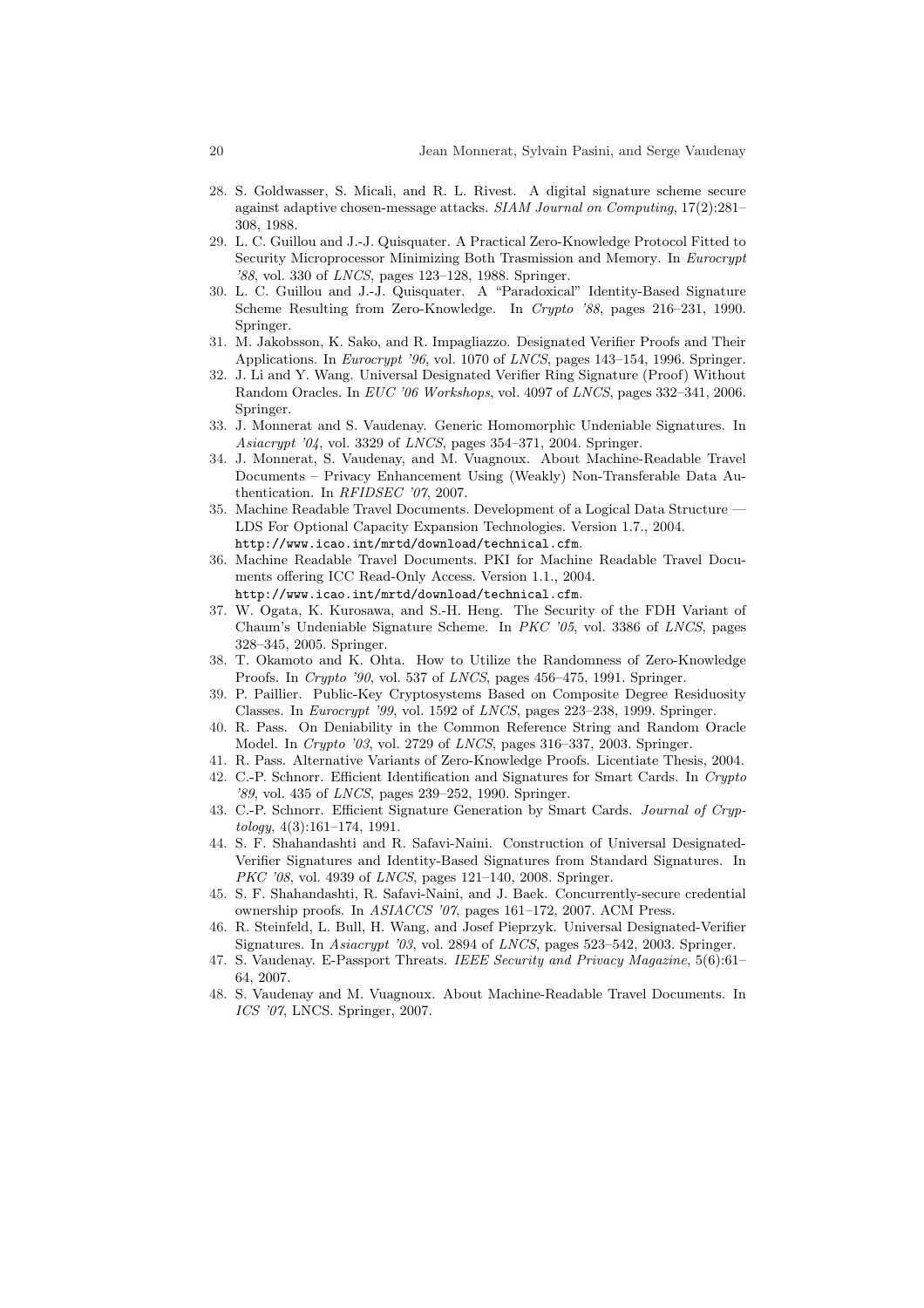28. S. Goldwasser, S. Micali, and R. L. Rivest. A digital signature scheme secure against adaptive chosen-message attacks. *SIAM Journal on Computing*, 17(2):281–308, 1988.
29. L. C. Guillou and J.-J. Quisquater. A Practical Zero-Knowledge Protocol Fitted to Security Microprocessor Minimizing Both Trasmission and Memory. In *Eurocrypt '88*, vol. 330 of *LNCS*, pages 123–128, 1988. Springer.
30. L. C. Guillou and J.-J. Quisquater. A "Paradoxical" Identity-Based Signature Scheme Resulting from Zero-Knowledge. In *Crypto '88*, pages 216–231, 1990. Springer.
31. M. Jakobsson, K. Sako, and R. Impagliazzo. Designated Verifier Proofs and Their Applications. In *Eurocrypt '96*, vol. 1070 of *LNCS*, pages 143–154, 1996. Springer.
32. J. Li and Y. Wang. Universal Designated Verifier Ring Signature (Proof) Without Random Oracles. In *EUC '06 Workshops*, vol. 4097 of *LNCS*, pages 332–341, 2006. Springer.
33. J. Monnerat and S. Vaudenay. Generic Homomorphic Undeniable Signatures. In *Asiacrypt '04*, vol. 3329 of *LNCS*, pages 354–371, 2004. Springer.
34. J. Monnerat, S. Vaudenay, and M. Vuagnoux. About Machine-Readable Travel Documents – Privacy Enhancement Using (Weakly) Non-Transferable Data Authentication. In *RFIDSEC '07*, 2007.
35. Machine Readable Travel Documents. Development of a Logical Data Structure — LDS For Optional Capacity Expansion Technologies. Version 1.7., 2004. `http://www.icao.int/mrtd/download/technical.cfm`.
36. Machine Readable Travel Documents. PKI for Machine Readable Travel Documents offering ICC Read-Only Access. Version 1.1., 2004. `http://www.icao.int/mrtd/download/technical.cfm`.
37. W. Ogata, K. Kurosawa, and S.-H. Heng. The Security of the FDH Variant of Chaum's Undeniable Signature Scheme. In *PKC '05*, vol. 3386 of *LNCS*, pages 328–345, 2005. Springer.
38. T. Okamoto and K. Ohta. How to Utilize the Randomness of Zero-Knowledge Proofs. In *Crypto '90*, vol. 537 of *LNCS*, pages 456–475, 1991. Springer.
39. P. Paillier. Public-Key Cryptosystems Based on Composite Degree Residuosity Classes. In *Eurocrypt '99*, vol. 1592 of *LNCS*, pages 223–238, 1999. Springer.
40. R. Pass. On Deniability in the Common Reference String and Random Oracle Model. In *Crypto '03*, vol. 2729 of *LNCS*, pages 316–337, 2003. Springer.
41. R. Pass. Alternative Variants of Zero-Knowledge Proofs. Licentiate Thesis, 2004.
42. C.-P. Schnorr. Efficient Identification and Signatures for Smart Cards. In *Crypto '89*, vol. 435 of *LNCS*, pages 239–252, 1990. Springer.
43. C.-P. Schnorr. Efficient Signature Generation by Smart Cards. *Journal of Cryptology*, 4(3):161–174, 1991.
44. S. F. Shahandashti and R. Safavi-Naini. Construction of Universal Designated-Verifier Signatures and Identity-Based Signatures from Standard Signatures. In *PKC '08*, vol. 4939 of *LNCS*, pages 121–140, 2008. Springer.
45. S. F. Shahandashti, R. Safavi-Naini, and J. Baek. Concurrently-secure credential ownership proofs. In *ASIACCS '07*, pages 161–172, 2007. ACM Press.
46. R. Steinfeld, L. Bull, H. Wang, and Josef Pieprzyk. Universal Designated-Verifier Signatures. In *Asiacrypt '03*, vol. 2894 of *LNCS*, pages 523–542, 2003. Springer.
47. S. Vaudenay. E-Passport Threats. *IEEE Security and Privacy Magazine*, 5(6):61–64, 2007.
48. S. Vaudenay and M. Vuagnoux. About Machine-Readable Travel Documents. In *ICS '07*, LNCS. Springer, 2007.